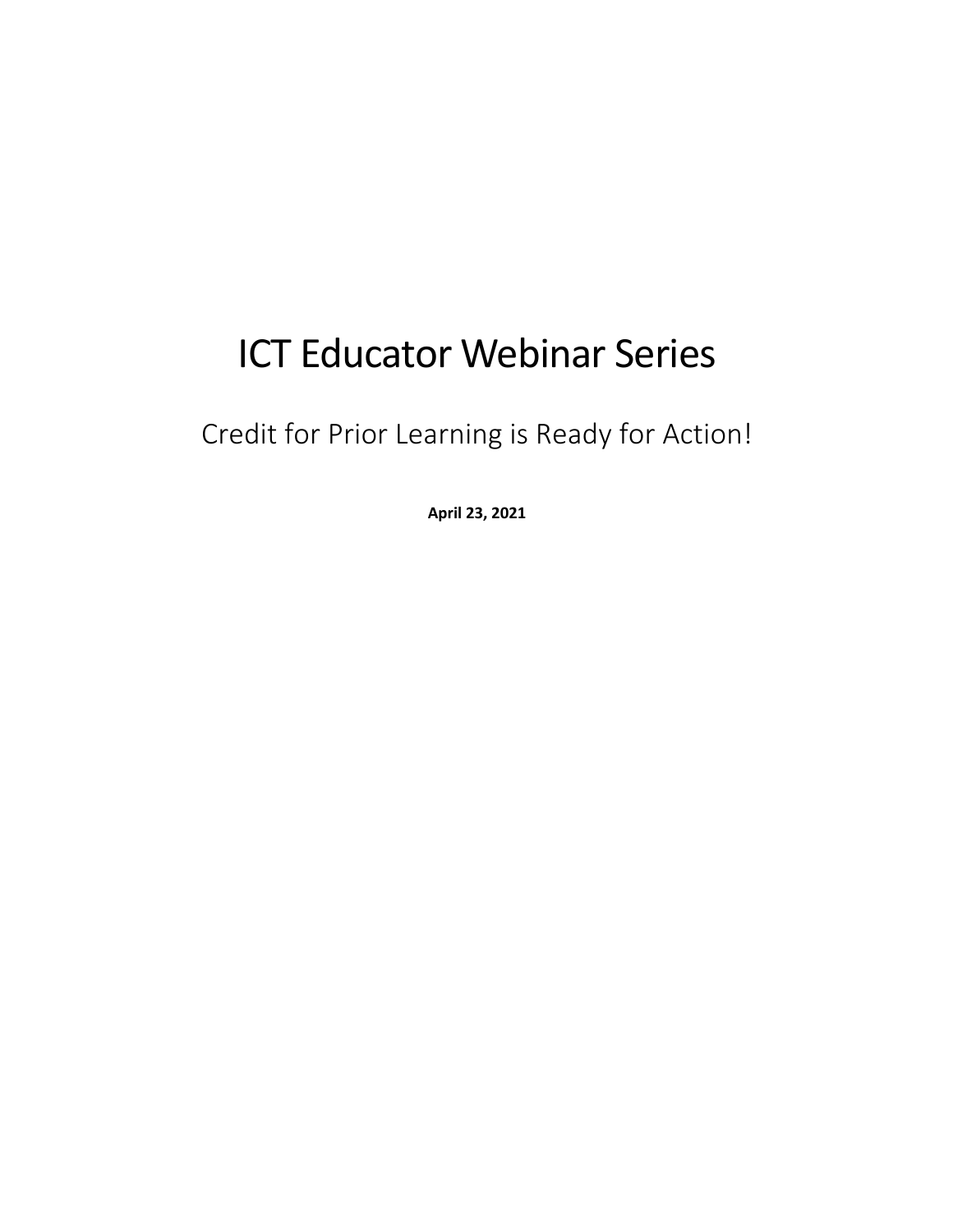# ICT Educator Webinar Series

## Credit for Prior Learning is Ready for Action!

**April 23, 2021**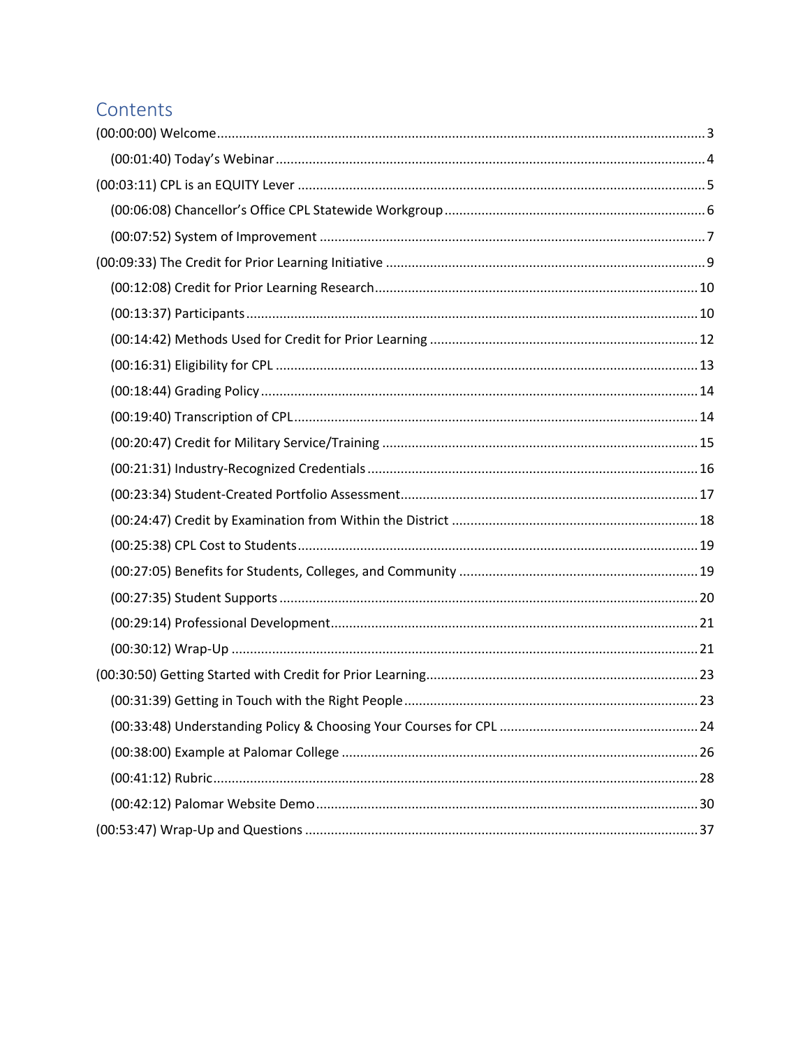# Contents

- (00:00:00) Welcome ........ 3
  - (00:01:40) Today's Webinar ........ 4
- (00:03:11) CPL is an EQUITY Lever ........ 5
  - (00:06:08) Chancellor's Office CPL Statewide Workgroup ........ 6
  - (00:07:52) System of Improvement ........ 7
- (00:09:33) The Credit for Prior Learning Initiative ........ 9
  - (00:12:08) Credit for Prior Learning Research ........ 10
  - (00:13:37) Participants ........ 10
  - (00:14:42) Methods Used for Credit for Prior Learning ........ 12
  - (00:16:31) Eligibility for CPL ........ 13
  - (00:18:44) Grading Policy ........ 14
  - (00:19:40) Transcription of CPL ........ 14
  - (00:20:47) Credit for Military Service/Training ........ 15
  - (00:21:31) Industry-Recognized Credentials ........ 16
  - (00:23:34) Student-Created Portfolio Assessment ........ 17
  - (00:24:47) Credit by Examination from Within the District ........ 18
  - (00:25:38) CPL Cost to Students ........ 19
  - (00:27:05) Benefits for Students, Colleges, and Community ........ 19
  - (00:27:35) Student Supports ........ 20
  - (00:29:14) Professional Development ........ 21
  - (00:30:12) Wrap-Up ........ 21
- (00:30:50) Getting Started with Credit for Prior Learning ........ 23
  - (00:31:39) Getting in Touch with the Right People ........ 23
  - (00:33:48) Understanding Policy & Choosing Your Courses for CPL ........ 24
  - (00:38:00) Example at Palomar College ........ 26
  - (00:41:12) Rubric ........ 28
  - (00:42:12) Palomar Website Demo ........ 30
- (00:53:47) Wrap-Up and Questions ........ 37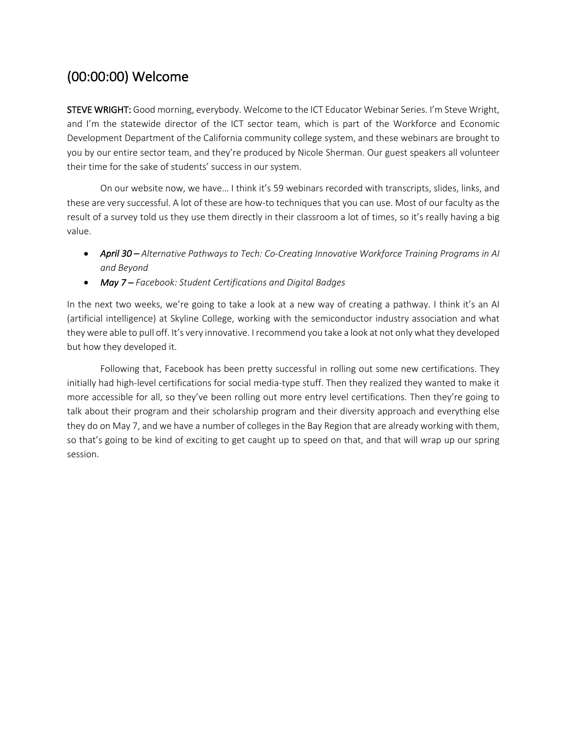## (00:00:00) Welcome

**STEVE WRIGHT:** Good morning, everybody. Welcome to the ICT Educator Webinar Series. I'm Steve Wright, and I'm the statewide director of the ICT sector team, which is part of the Workforce and Economic Development Department of the California community college system, and these webinars are brought to you by our entire sector team, and they're produced by Nicole Sherman. Our guest speakers all volunteer their time for the sake of students' success in our system.

On our website now, we have… I think it's 59 webinars recorded with transcripts, slides, links, and these are very successful. A lot of these are how-to techniques that you can use. Most of our faculty as the result of a survey told us they use them directly in their classroom a lot of times, so it's really having a big value.

- ***April 30 –*** *Alternative Pathways to Tech: Co-Creating Innovative Workforce Training Programs in AI and Beyond*
- ***May 7 –*** *Facebook: Student Certifications and Digital Badges*

In the next two weeks, we're going to take a look at a new way of creating a pathway. I think it's an AI (artificial intelligence) at Skyline College, working with the semiconductor industry association and what they were able to pull off. It's very innovative. I recommend you take a look at not only what they developed but how they developed it.

Following that, Facebook has been pretty successful in rolling out some new certifications. They initially had high-level certifications for social media-type stuff. Then they realized they wanted to make it more accessible for all, so they've been rolling out more entry level certifications. Then they're going to talk about their program and their scholarship program and their diversity approach and everything else they do on May 7, and we have a number of colleges in the Bay Region that are already working with them, so that's going to be kind of exciting to get caught up to speed on that, and that will wrap up our spring session.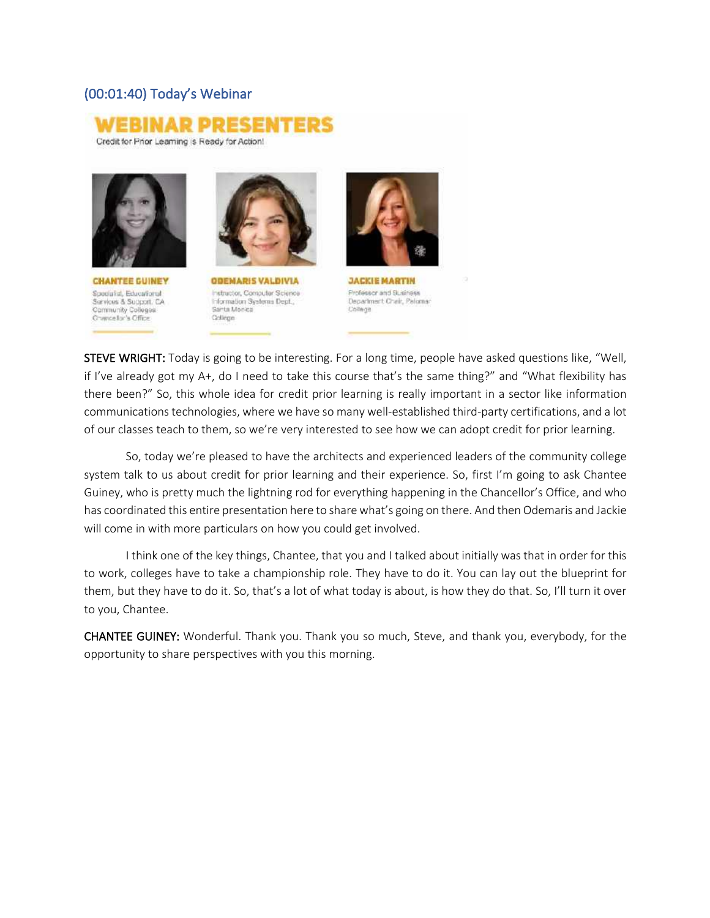## (00:01:40) Today's Webinar

**WEBINAR PRESENTERS**

Credit for Prior Learning is Ready for Action!

**CHANTEE GUINEY**
Specialist, Educational Services & Support, CA Community Colleges Chancellor's Office

**ODEMARIS VALDIVIA**
Instructor, Computer Science Information Systems Dept., Santa Monica College

**JACKIE MARTIN**
Professor and Business Department Chair, Palomar College

**STEVE WRIGHT:** Today is going to be interesting. For a long time, people have asked questions like, "Well, if I've already got my A+, do I need to take this course that's the same thing?" and "What flexibility has there been?" So, this whole idea for credit prior learning is really important in a sector like information communications technologies, where we have so many well-established third-party certifications, and a lot of our classes teach to them, so we're very interested to see how we can adopt credit for prior learning.

So, today we're pleased to have the architects and experienced leaders of the community college system talk to us about credit for prior learning and their experience. So, first I'm going to ask Chantee Guiney, who is pretty much the lightning rod for everything happening in the Chancellor's Office, and who has coordinated this entire presentation here to share what's going on there. And then Odemaris and Jackie will come in with more particulars on how you could get involved.

I think one of the key things, Chantee, that you and I talked about initially was that in order for this to work, colleges have to take a championship role. They have to do it. You can lay out the blueprint for them, but they have to do it. So, that's a lot of what today is about, is how they do that. So, I'll turn it over to you, Chantee.

**CHANTEE GUINEY:** Wonderful. Thank you. Thank you so much, Steve, and thank you, everybody, for the opportunity to share perspectives with you this morning.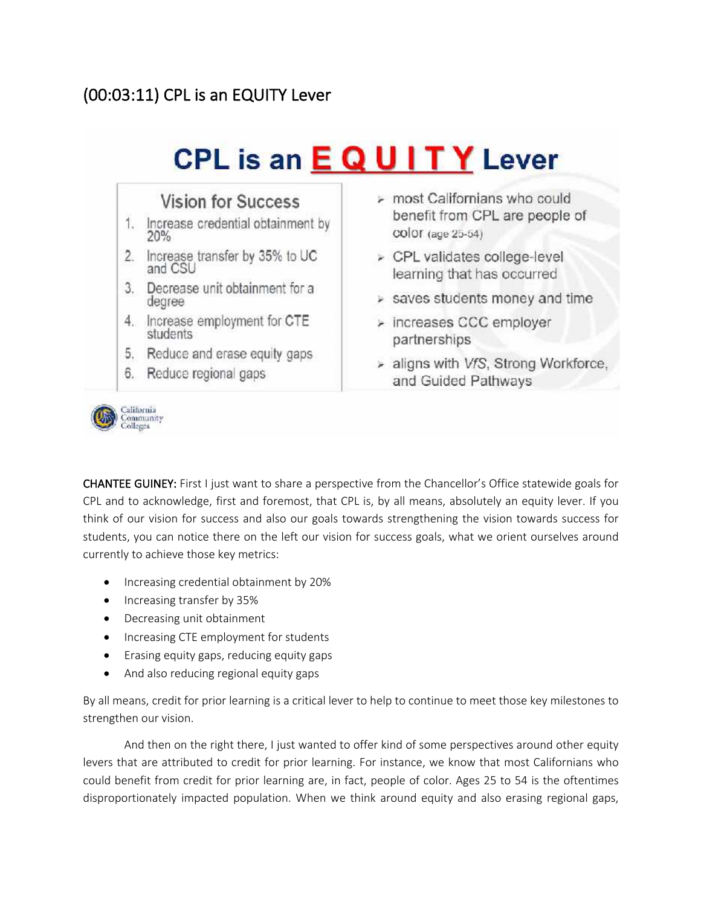## (00:03:11) CPL is an EQUITY Lever

# CPL is an EQUITY Lever

**Vision for Success**

1. Increase credential obtainment by 20%
2. Increase transfer by 35% to UC and CSU
3. Decrease unit obtainment for a degree
4. Increase employment for CTE students
5. Reduce and erase equity gaps
6. Reduce regional gaps

- most Californians who could benefit from CPL are people of color (age 25-54)
- CPL validates college-level learning that has occurred
- saves students money and time
- increases CCC employer partnerships
- aligns with *VfS*, Strong Workforce, and Guided Pathways

California Community Colleges

**CHANTEE GUINEY:** First I just want to share a perspective from the Chancellor's Office statewide goals for CPL and to acknowledge, first and foremost, that CPL is, by all means, absolutely an equity lever. If you think of our vision for success and also our goals towards strengthening the vision towards success for students, you can notice there on the left our vision for success goals, what we orient ourselves around currently to achieve those key metrics:

- Increasing credential obtainment by 20%
- Increasing transfer by 35%
- Decreasing unit obtainment
- Increasing CTE employment for students
- Erasing equity gaps, reducing equity gaps
- And also reducing regional equity gaps

By all means, credit for prior learning is a critical lever to help to continue to meet those key milestones to strengthen our vision.

And then on the right there, I just wanted to offer kind of some perspectives around other equity levers that are attributed to credit for prior learning. For instance, we know that most Californians who could benefit from credit for prior learning are, in fact, people of color. Ages 25 to 54 is the oftentimes disproportionately impacted population. When we think around equity and also erasing regional gaps,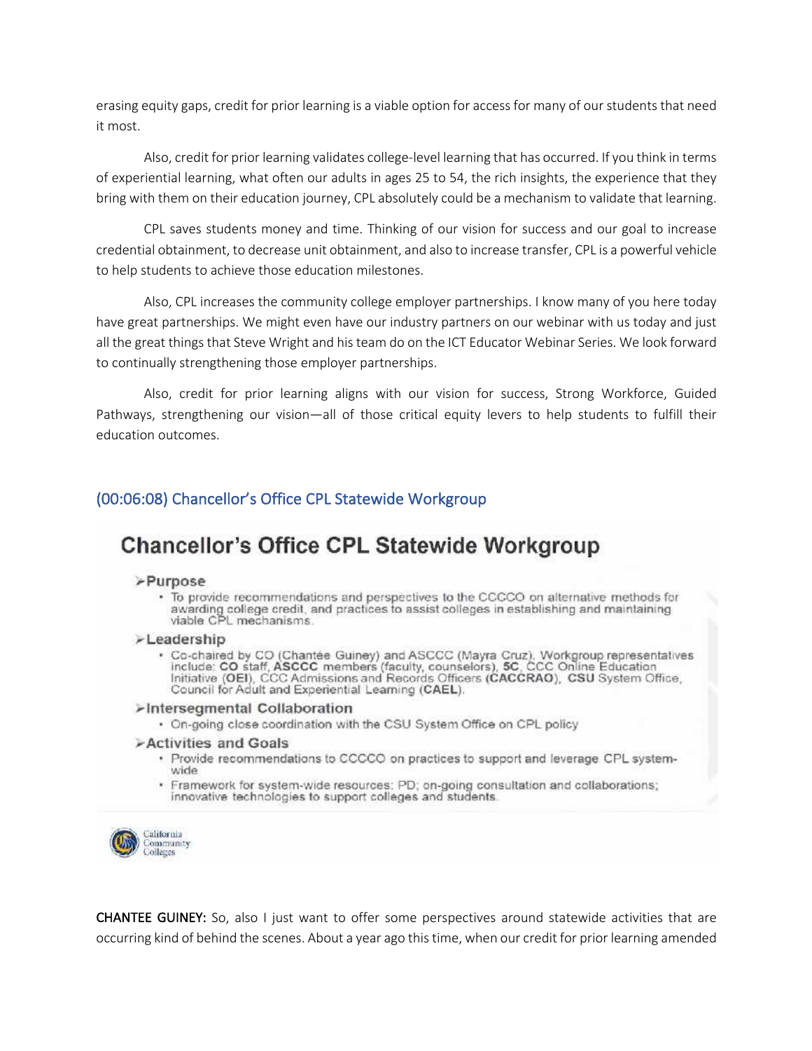erasing equity gaps, credit for prior learning is a viable option for access for many of our students that need it most.

Also, credit for prior learning validates college-level learning that has occurred. If you think in terms of experiential learning, what often our adults in ages 25 to 54, the rich insights, the experience that they bring with them on their education journey, CPL absolutely could be a mechanism to validate that learning.

CPL saves students money and time. Thinking of our vision for success and our goal to increase credential obtainment, to decrease unit obtainment, and also to increase transfer, CPL is a powerful vehicle to help students to achieve those education milestones.

Also, CPL increases the community college employer partnerships. I know many of you here today have great partnerships. We might even have our industry partners on our webinar with us today and just all the great things that Steve Wright and his team do on the ICT Educator Webinar Series. We look forward to continually strengthening those employer partnerships.

Also, credit for prior learning aligns with our vision for success, Strong Workforce, Guided Pathways, strengthening our vision—all of those critical equity levers to help students to fulfill their education outcomes.

## (00:06:08) Chancellor's Office CPL Statewide Workgroup

### Chancellor's Office CPL Statewide Workgroup

- **Purpose**
  - To provide recommendations and perspectives to the CCCCO on alternative methods for awarding college credit, and practices to assist colleges in establishing and maintaining viable CPL mechanisms.
- **Leadership**
  - Co-chaired by CO (Chantée Guiney) and ASCCC (Mayra Cruz). Workgroup representatives include: **CO** staff, **ASCCC** members (faculty, counselors), **5C**, CCC Online Education Initiative (**OEI**), CCC Admissions and Records Officers (**CACCRAO**), **CSU** System Office, Council for Adult and Experiential Learning (**CAEL**).
- **Intersegmental Collaboration**
  - On-going close coordination with the CSU System Office on CPL policy
- **Activities and Goals**
  - Provide recommendations to CCCCO on practices to support and leverage CPL system-wide
  - Framework for system-wide resources: PD; on-going consultation and collaborations; innovative technologies to support colleges and students.

California Community Colleges

**CHANTEE GUINEY:** So, also I just want to offer some perspectives around statewide activities that are occurring kind of behind the scenes. About a year ago this time, when our credit for prior learning amended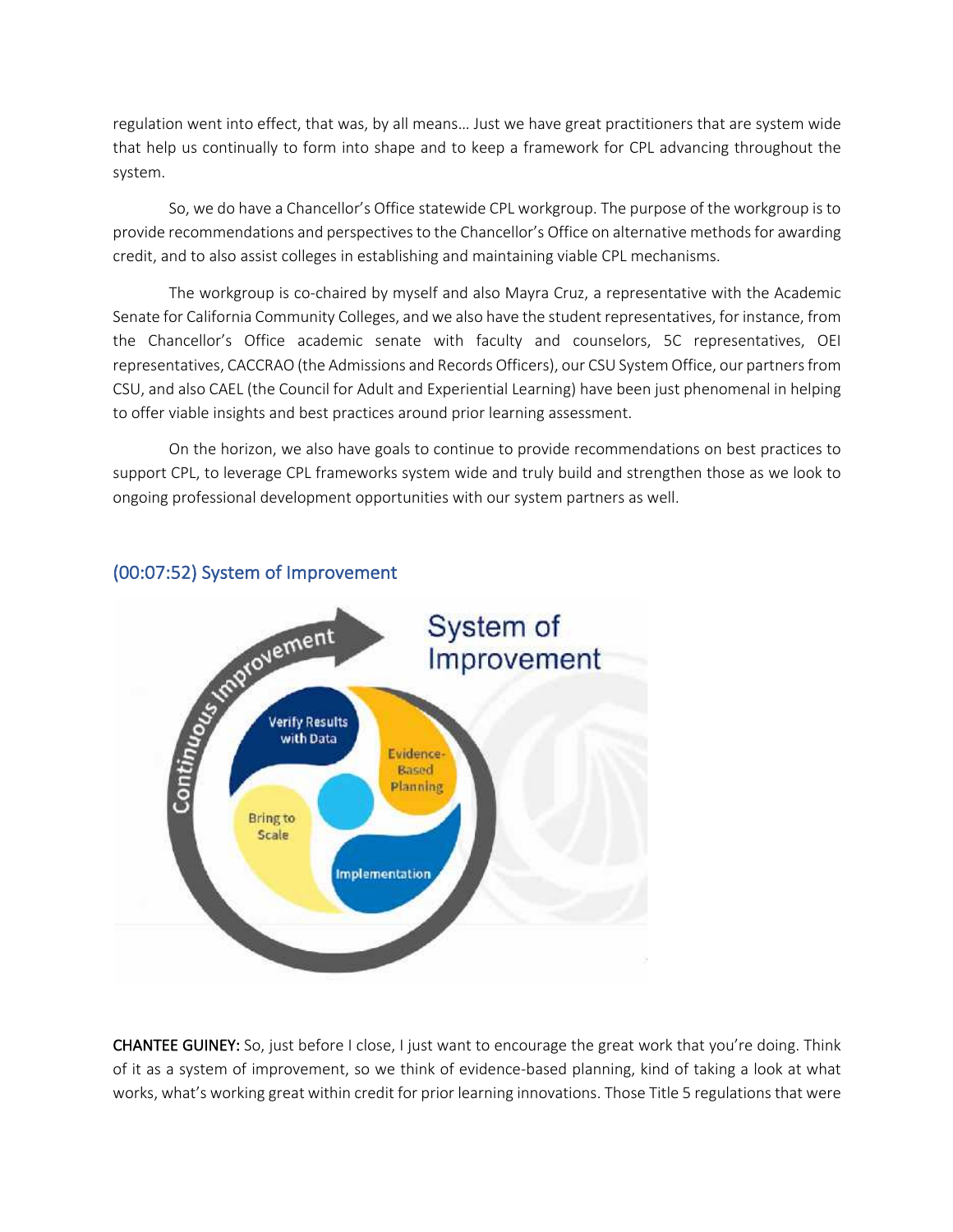regulation went into effect, that was, by all means… Just we have great practitioners that are system wide that help us continually to form into shape and to keep a framework for CPL advancing throughout the system.

So, we do have a Chancellor's Office statewide CPL workgroup. The purpose of the workgroup is to provide recommendations and perspectives to the Chancellor's Office on alternative methods for awarding credit, and to also assist colleges in establishing and maintaining viable CPL mechanisms.

The workgroup is co-chaired by myself and also Mayra Cruz, a representative with the Academic Senate for California Community Colleges, and we also have the student representatives, for instance, from the Chancellor's Office academic senate with faculty and counselors, 5C representatives, OEI representatives, CACCRAO (the Admissions and Records Officers), our CSU System Office, our partners from CSU, and also CAEL (the Council for Adult and Experiential Learning) have been just phenomenal in helping to offer viable insights and best practices around prior learning assessment.

On the horizon, we also have goals to continue to provide recommendations on best practices to support CPL, to leverage CPL frameworks system wide and truly build and strengthen those as we look to ongoing professional development opportunities with our system partners as well.

## (00:07:52) System of Improvement

**CHANTEE GUINEY:** So, just before I close, I just want to encourage the great work that you're doing. Think of it as a system of improvement, so we think of evidence-based planning, kind of taking a look at what works, what's working great within credit for prior learning innovations. Those Title 5 regulations that were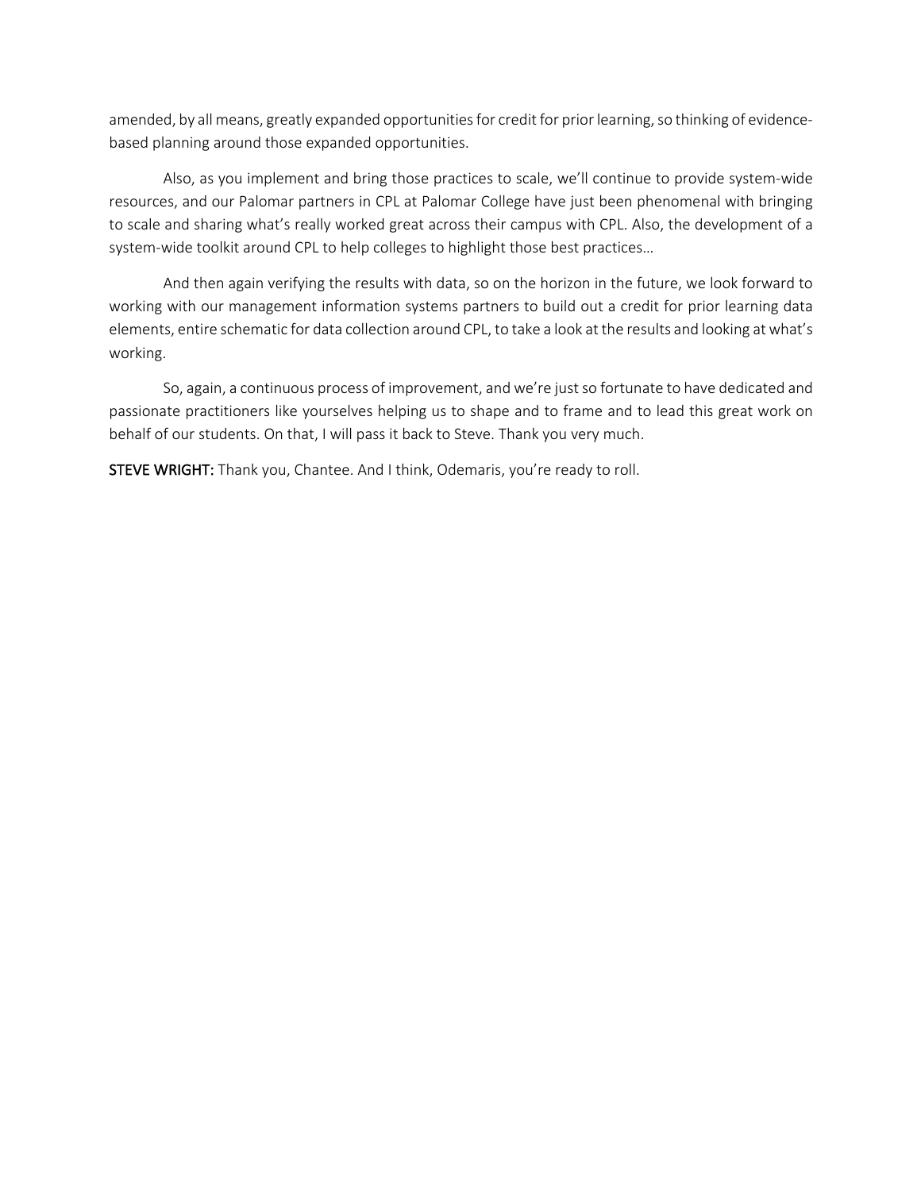amended, by all means, greatly expanded opportunities for credit for prior learning, so thinking of evidence-based planning around those expanded opportunities.

Also, as you implement and bring those practices to scale, we'll continue to provide system-wide resources, and our Palomar partners in CPL at Palomar College have just been phenomenal with bringing to scale and sharing what's really worked great across their campus with CPL. Also, the development of a system-wide toolkit around CPL to help colleges to highlight those best practices…

And then again verifying the results with data, so on the horizon in the future, we look forward to working with our management information systems partners to build out a credit for prior learning data elements, entire schematic for data collection around CPL, to take a look at the results and looking at what's working.

So, again, a continuous process of improvement, and we're just so fortunate to have dedicated and passionate practitioners like yourselves helping us to shape and to frame and to lead this great work on behalf of our students. On that, I will pass it back to Steve. Thank you very much.

**STEVE WRIGHT:** Thank you, Chantee. And I think, Odemaris, you're ready to roll.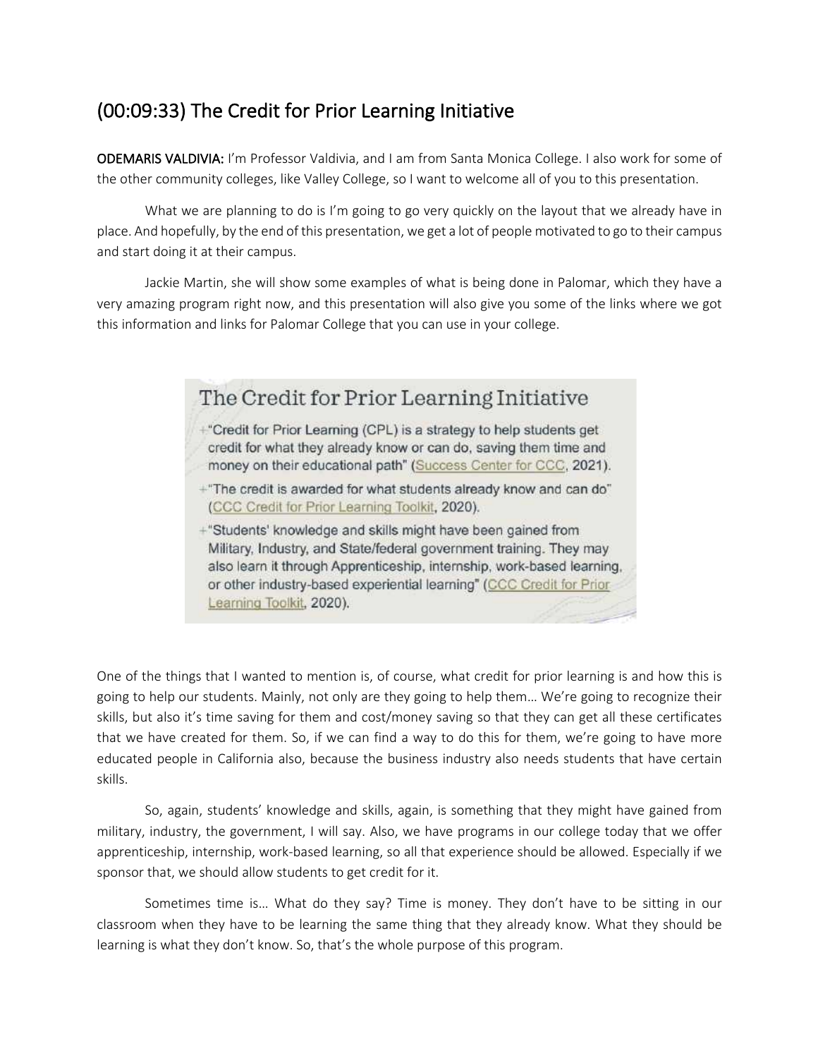## (00:09:33) The Credit for Prior Learning Initiative

**ODEMARIS VALDIVIA:** I'm Professor Valdivia, and I am from Santa Monica College. I also work for some of the other community colleges, like Valley College, so I want to welcome all of you to this presentation.

What we are planning to do is I'm going to go very quickly on the layout that we already have in place. And hopefully, by the end of this presentation, we get a lot of people motivated to go to their campus and start doing it at their campus.

Jackie Martin, she will show some examples of what is being done in Palomar, which they have a very amazing program right now, and this presentation will also give you some of the links where we got this information and links for Palomar College that you can use in your college.

### The Credit for Prior Learning Initiative

+ "Credit for Prior Learning (CPL) is a strategy to help students get credit for what they already know or can do, saving them time and money on their educational path" (Success Center for CCC, 2021).
+ "The credit is awarded for what students already know and can do" (CCC Credit for Prior Learning Toolkit, 2020).
+ "Students' knowledge and skills might have been gained from Military, Industry, and State/federal government training. They may also learn it through Apprenticeship, internship, work-based learning, or other industry-based experiential learning" (CCC Credit for Prior Learning Toolkit, 2020).

One of the things that I wanted to mention is, of course, what credit for prior learning is and how this is going to help our students. Mainly, not only are they going to help them… We're going to recognize their skills, but also it's time saving for them and cost/money saving so that they can get all these certificates that we have created for them. So, if we can find a way to do this for them, we're going to have more educated people in California also, because the business industry also needs students that have certain skills.

So, again, students' knowledge and skills, again, is something that they might have gained from military, industry, the government, I will say. Also, we have programs in our college today that we offer apprenticeship, internship, work-based learning, so all that experience should be allowed. Especially if we sponsor that, we should allow students to get credit for it.

Sometimes time is… What do they say? Time is money. They don't have to be sitting in our classroom when they have to be learning the same thing that they already know. What they should be learning is what they don't know. So, that's the whole purpose of this program.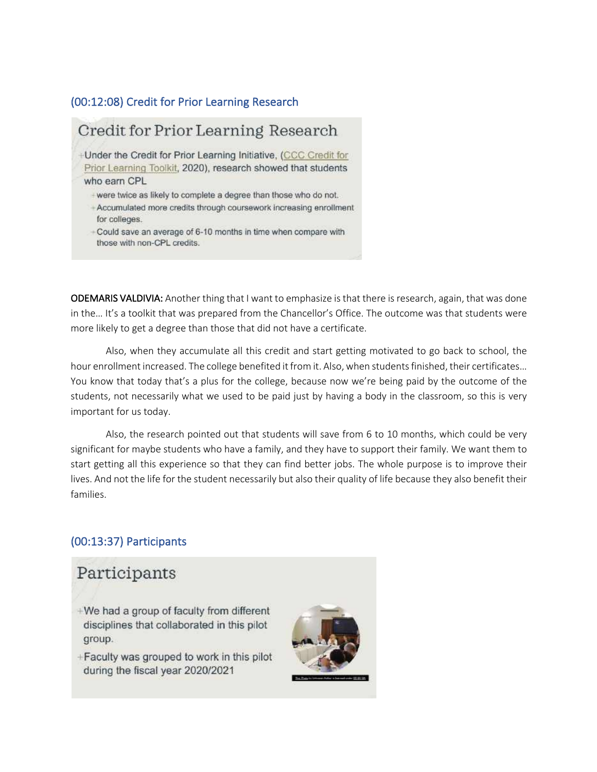## (00:12:08) Credit for Prior Learning Research

### Credit for Prior Learning Research

- Under the Credit for Prior Learning Initiative, (CCC Credit for Prior Learning Toolkit, 2020), research showed that students who earn CPL
  - were twice as likely to complete a degree than those who do not.
  - Accumulated more credits through coursework increasing enrollment for colleges.
  - Could save an average of 6-10 months in time when compare with those with non-CPL credits.

**ODEMARIS VALDIVIA:** Another thing that I want to emphasize is that there is research, again, that was done in the… It's a toolkit that was prepared from the Chancellor's Office. The outcome was that students were more likely to get a degree than those that did not have a certificate.

Also, when they accumulate all this credit and start getting motivated to go back to school, the hour enrollment increased. The college benefited it from it. Also, when students finished, their certificates… You know that today that's a plus for the college, because now we're being paid by the outcome of the students, not necessarily what we used to be paid just by having a body in the classroom, so this is very important for us today.

Also, the research pointed out that students will save from 6 to 10 months, which could be very significant for maybe students who have a family, and they have to support their family. We want them to start getting all this experience so that they can find better jobs. The whole purpose is to improve their lives. And not the life for the student necessarily but also their quality of life because they also benefit their families.

## (00:13:37) Participants

### Participants

- We had a group of faculty from different disciplines that collaborated in this pilot group.
- Faculty was grouped to work in this pilot during the fiscal year 2020/2021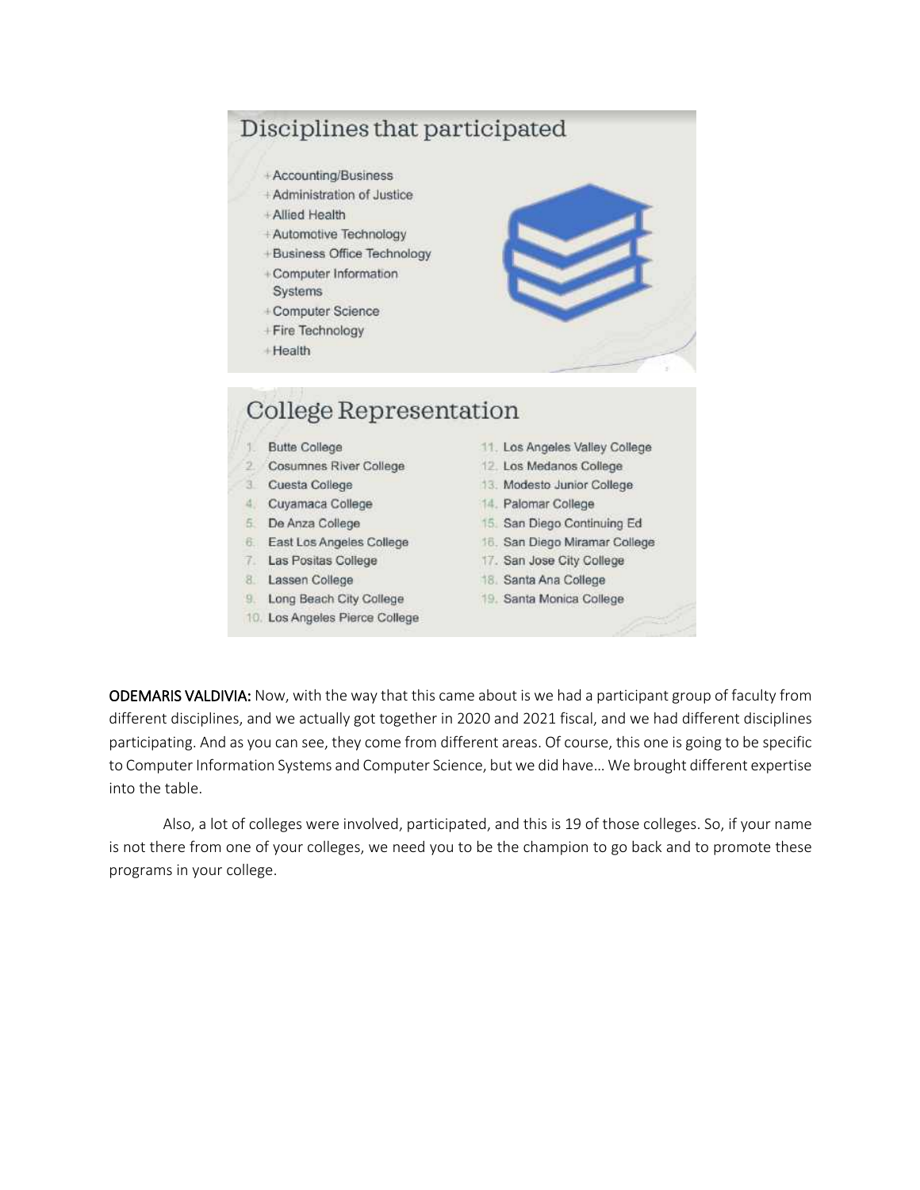## Disciplines that participated

- Accounting/Business
- Administration of Justice
- Allied Health
- Automotive Technology
- Business Office Technology
- Computer Information Systems
- Computer Science
- Fire Technology
- Health

## College Representation

1. Butte College
2. Cosumnes River College
3. Cuesta College
4. Cuyamaca College
5. De Anza College
6. East Los Angeles College
7. Las Positas College
8. Lassen College
9. Long Beach City College
10. Los Angeles Pierce College
11. Los Angeles Valley College
12. Los Medanos College
13. Modesto Junior College
14. Palomar College
15. San Diego Continuing Ed
16. San Diego Miramar College
17. San Jose City College
18. Santa Ana College
19. Santa Monica College

**ODEMARIS VALDIVIA:** Now, with the way that this came about is we had a participant group of faculty from different disciplines, and we actually got together in 2020 and 2021 fiscal, and we had different disciplines participating. And as you can see, they come from different areas. Of course, this one is going to be specific to Computer Information Systems and Computer Science, but we did have… We brought different expertise into the table.

Also, a lot of colleges were involved, participated, and this is 19 of those colleges. So, if your name is not there from one of your colleges, we need you to be the champion to go back and to promote these programs in your college.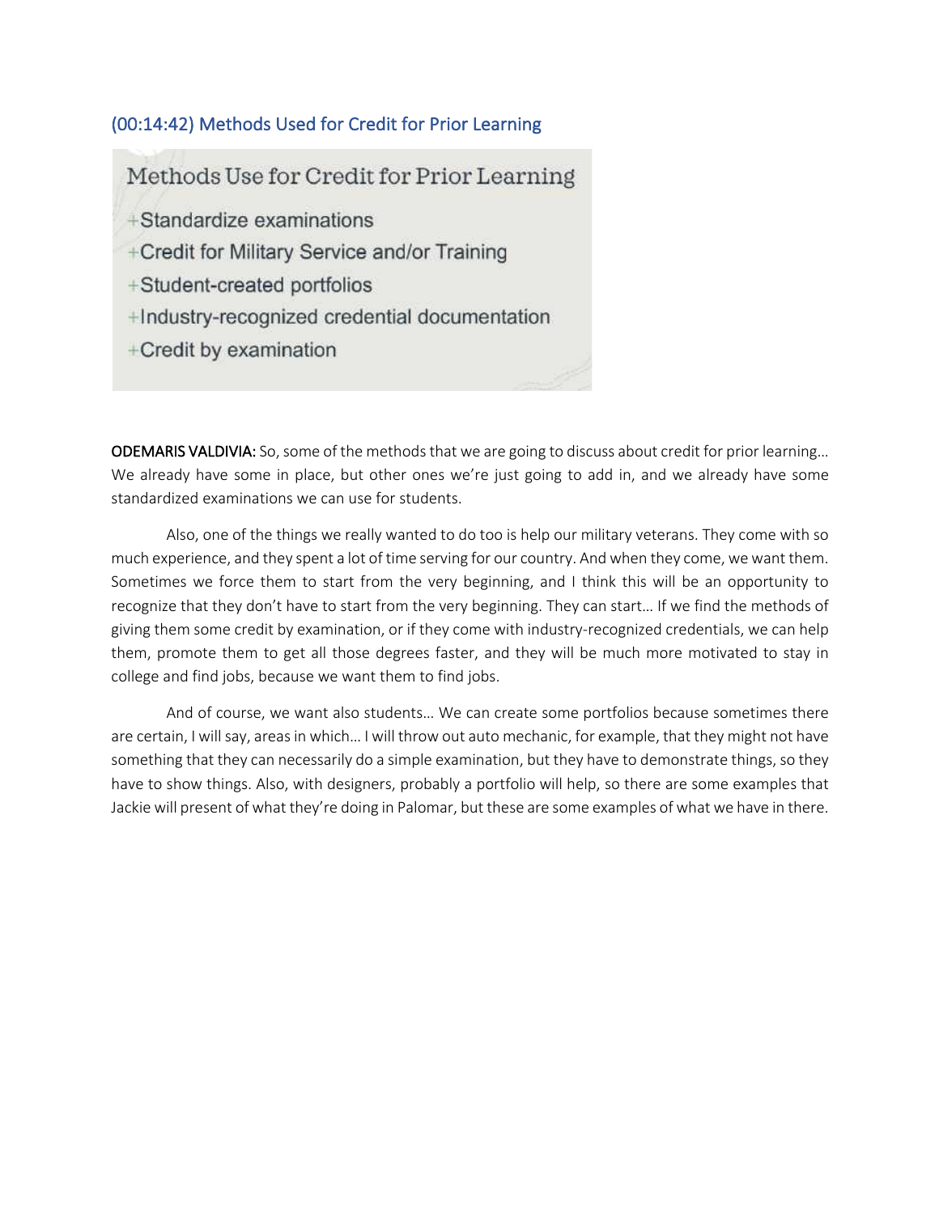## (00:14:42) Methods Used for Credit for Prior Learning

Methods Use for Credit for Prior Learning

- Standardize examinations
- Credit for Military Service and/or Training
- Student-created portfolios
- Industry-recognized credential documentation
- Credit by examination

**ODEMARIS VALDIVIA:** So, some of the methods that we are going to discuss about credit for prior learning… We already have some in place, but other ones we're just going to add in, and we already have some standardized examinations we can use for students.

Also, one of the things we really wanted to do too is help our military veterans. They come with so much experience, and they spent a lot of time serving for our country. And when they come, we want them. Sometimes we force them to start from the very beginning, and I think this will be an opportunity to recognize that they don't have to start from the very beginning. They can start… If we find the methods of giving them some credit by examination, or if they come with industry-recognized credentials, we can help them, promote them to get all those degrees faster, and they will be much more motivated to stay in college and find jobs, because we want them to find jobs.

And of course, we want also students… We can create some portfolios because sometimes there are certain, I will say, areas in which… I will throw out auto mechanic, for example, that they might not have something that they can necessarily do a simple examination, but they have to demonstrate things, so they have to show things. Also, with designers, probably a portfolio will help, so there are some examples that Jackie will present of what they're doing in Palomar, but these are some examples of what we have in there.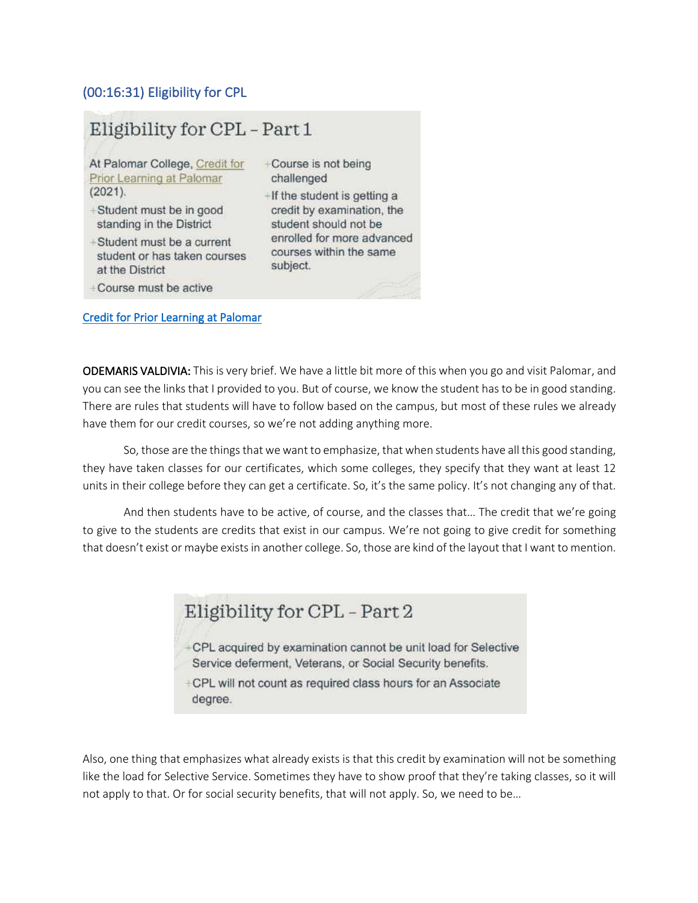## (00:16:31) Eligibility for CPL

### Eligibility for CPL – Part 1

At Palomar College, Credit for Prior Learning at Palomar (2021).

- Student must be in good standing in the District
- Student must be a current student or has taken courses at the District
- Course must be active
- Course is not being challenged
- If the student is getting a credit by examination, the student should not be enrolled for more advanced courses within the same subject.

Credit for Prior Learning at Palomar

**ODEMARIS VALDIVIA:** This is very brief. We have a little bit more of this when you go and visit Palomar, and you can see the links that I provided to you. But of course, we know the student has to be in good standing. There are rules that students will have to follow based on the campus, but most of these rules we already have them for our credit courses, so we're not adding anything more.

So, those are the things that we want to emphasize, that when students have all this good standing, they have taken classes for our certificates, which some colleges, they specify that they want at least 12 units in their college before they can get a certificate. So, it's the same policy. It's not changing any of that.

And then students have to be active, of course, and the classes that… The credit that we're going to give to the students are credits that exist in our campus. We're not going to give credit for something that doesn't exist or maybe exists in another college. So, those are kind of the layout that I want to mention.

### Eligibility for CPL – Part 2

- CPL acquired by examination cannot be unit load for Selective Service deferment, Veterans, or Social Security benefits.
- CPL will not count as required class hours for an Associate degree.

Also, one thing that emphasizes what already exists is that this credit by examination will not be something like the load for Selective Service. Sometimes they have to show proof that they're taking classes, so it will not apply to that. Or for social security benefits, that will not apply. So, we need to be…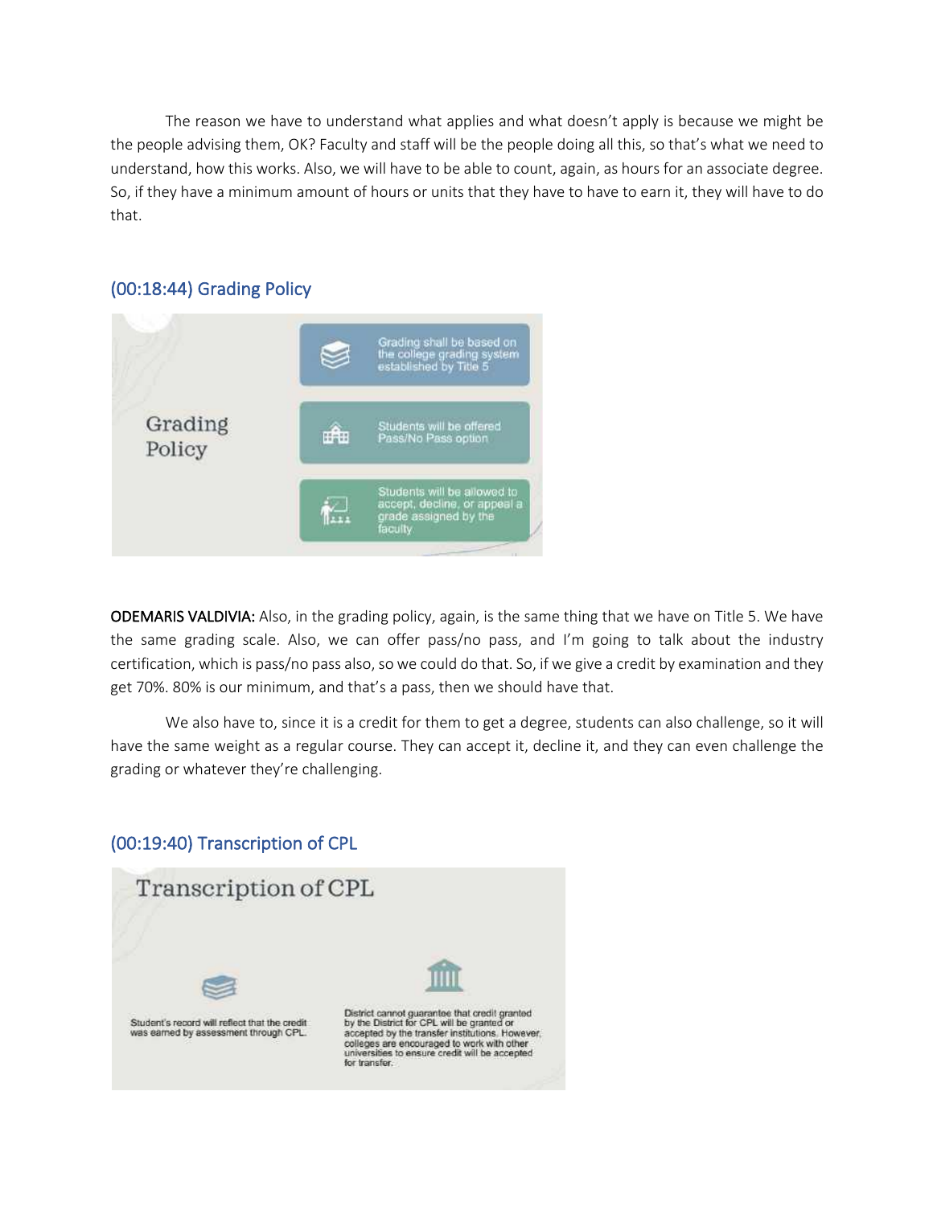The reason we have to understand what applies and what doesn't apply is because we might be the people advising them, OK? Faculty and staff will be the people doing all this, so that's what we need to understand, how this works. Also, we will have to be able to count, again, as hours for an associate degree. So, if they have a minimum amount of hours or units that they have to have to earn it, they will have to do that.

## (00:18:44) Grading Policy

Grading Policy

- Grading shall be based on the college grading system established by Title 5
- Students will be offered Pass/No Pass option
- Students will be allowed to accept, decline, or appeal a grade assigned by the faculty

**ODEMARIS VALDIVIA:** Also, in the grading policy, again, is the same thing that we have on Title 5. We have the same grading scale. Also, we can offer pass/no pass, and I'm going to talk about the industry certification, which is pass/no pass also, so we could do that. So, if we give a credit by examination and they get 70%. 80% is our minimum, and that's a pass, then we should have that.

We also have to, since it is a credit for them to get a degree, students can also challenge, so it will have the same weight as a regular course. They can accept it, decline it, and they can even challenge the grading or whatever they're challenging.

## (00:19:40) Transcription of CPL

Transcription of CPL

Student's record will reflect that the credit was earned by assessment through CPL.

District cannot guarantee that credit granted by the District for CPL will be granted or accepted by the transfer institutions. However, colleges are encouraged to work with other universities to ensure credit will be accepted for transfer.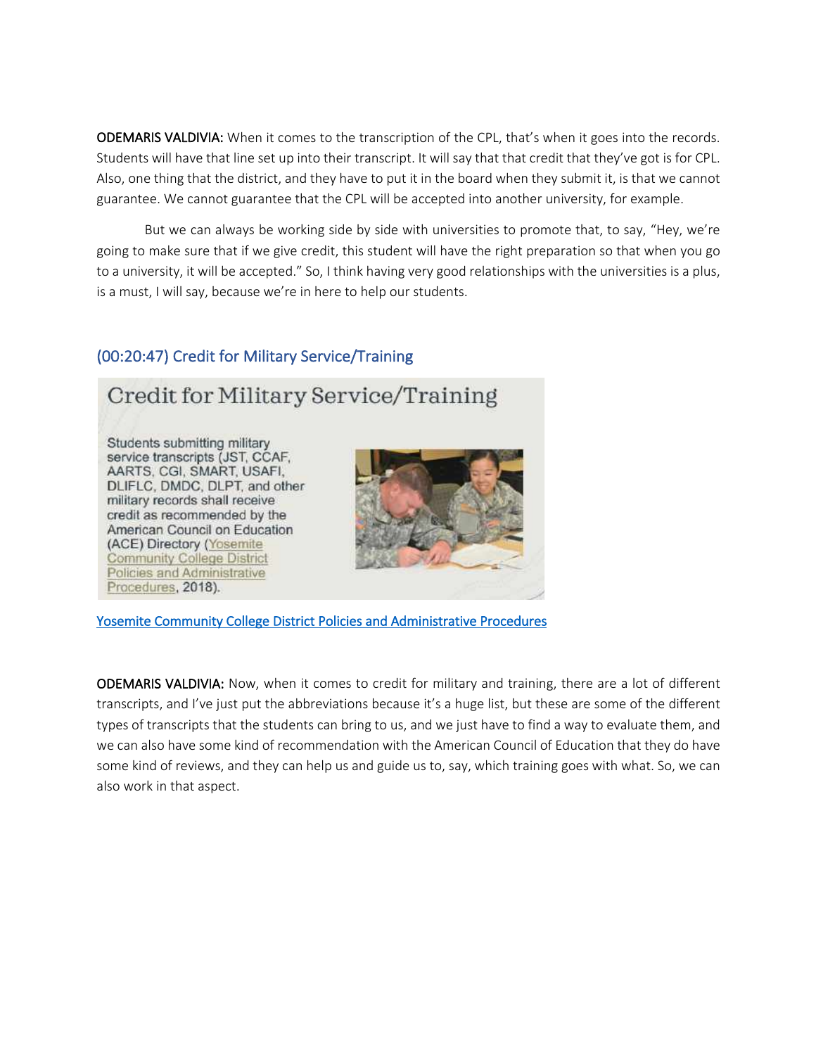**ODEMARIS VALDIVIA:** When it comes to the transcription of the CPL, that's when it goes into the records. Students will have that line set up into their transcript. It will say that that credit that they've got is for CPL. Also, one thing that the district, and they have to put it in the board when they submit it, is that we cannot guarantee. We cannot guarantee that the CPL will be accepted into another university, for example.

But we can always be working side by side with universities to promote that, to say, "Hey, we're going to make sure that if we give credit, this student will have the right preparation so that when you go to a university, it will be accepted." So, I think having very good relationships with the universities is a plus, is a must, I will say, because we're in here to help our students.

## (00:20:47) Credit for Military Service/Training

Credit for Military Service/Training

Students submitting military service transcripts (JST, CCAF, AARTS, CGI, SMART, USAFI, DLIFLC, DMDC, DLPT, and other military records shall receive credit as recommended by the American Council on Education (ACE) Directory (Yosemite Community College District Policies and Administrative Procedures, 2018).

Yosemite Community College District Policies and Administrative Procedures

**ODEMARIS VALDIVIA:** Now, when it comes to credit for military and training, there are a lot of different transcripts, and I've just put the abbreviations because it's a huge list, but these are some of the different types of transcripts that the students can bring to us, and we just have to find a way to evaluate them, and we can also have some kind of recommendation with the American Council of Education that they do have some kind of reviews, and they can help us and guide us to, say, which training goes with what. So, we can also work in that aspect.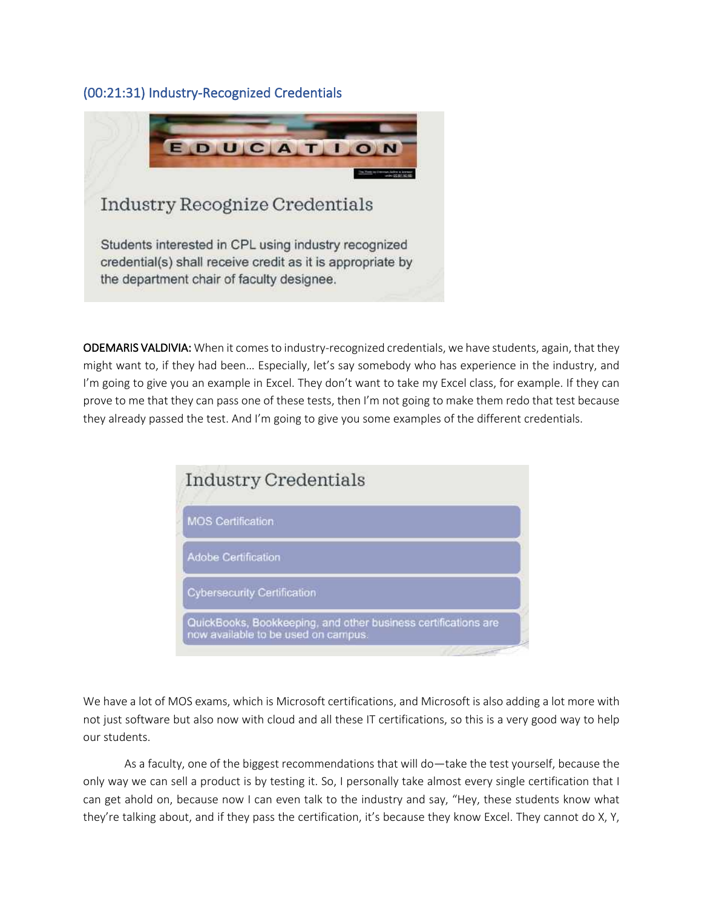## (00:21:31) Industry-Recognized Credentials

Industry Recognize Credentials

Students interested in CPL using industry recognized credential(s) shall receive credit as it is appropriate by the department chair of faculty designee.

**ODEMARIS VALDIVIA:** When it comes to industry-recognized credentials, we have students, again, that they might want to, if they had been… Especially, let's say somebody who has experience in the industry, and I'm going to give you an example in Excel. They don't want to take my Excel class, for example. If they can prove to me that they can pass one of these tests, then I'm not going to make them redo that test because they already passed the test. And I'm going to give you some examples of the different credentials.

Industry Credentials

- MOS Certification
- Adobe Certification
- Cybersecurity Certification
- QuickBooks, Bookkeeping, and other business certifications are now available to be used on campus.

We have a lot of MOS exams, which is Microsoft certifications, and Microsoft is also adding a lot more with not just software but also now with cloud and all these IT certifications, so this is a very good way to help our students.

As a faculty, one of the biggest recommendations that will do—take the test yourself, because the only way we can sell a product is by testing it. So, I personally take almost every single certification that I can get ahold on, because now I can even talk to the industry and say, "Hey, these students know what they're talking about, and if they pass the certification, it's because they know Excel. They cannot do X, Y,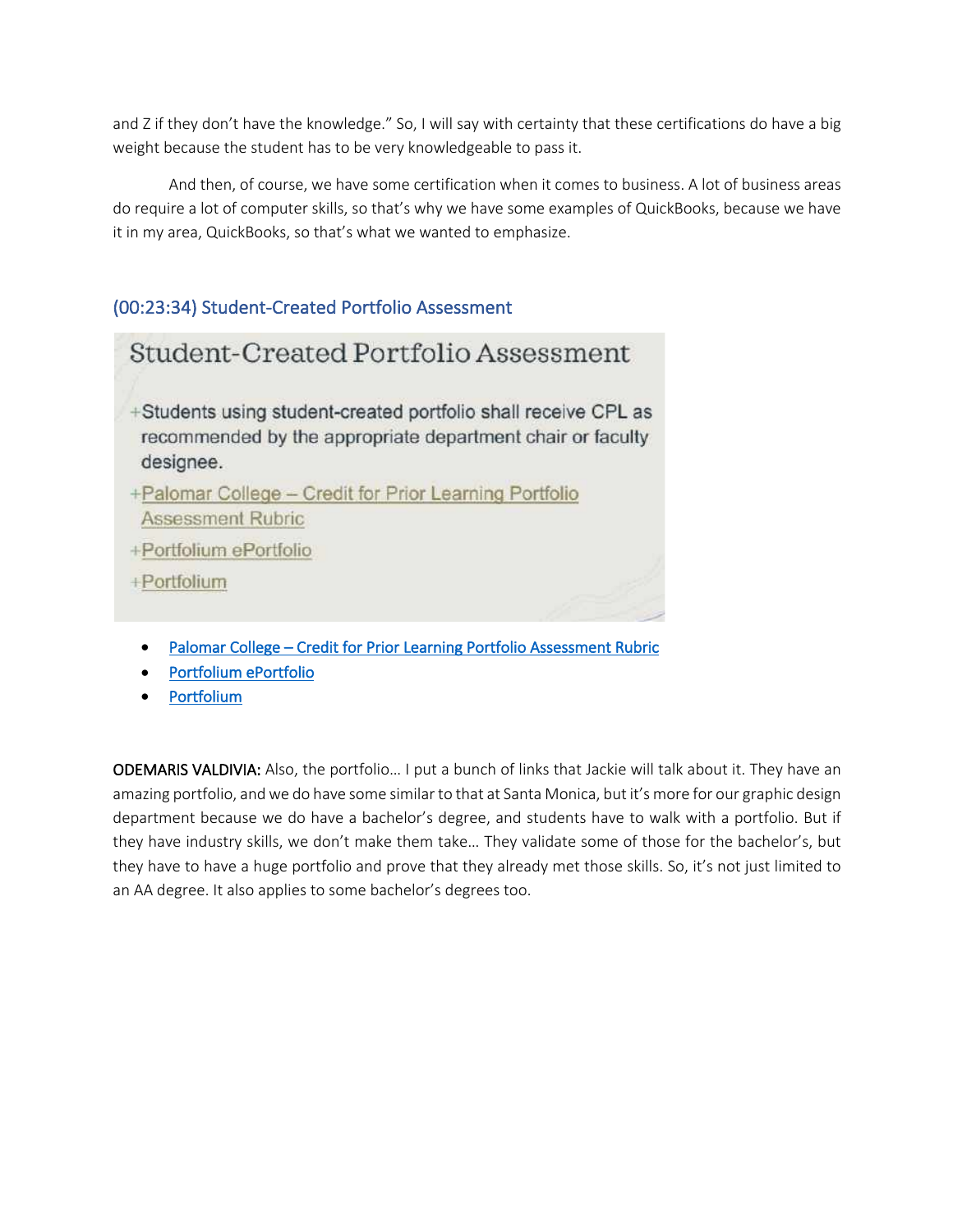and Z if they don't have the knowledge." So, I will say with certainty that these certifications do have a big weight because the student has to be very knowledgeable to pass it.

And then, of course, we have some certification when it comes to business. A lot of business areas do require a lot of computer skills, so that's why we have some examples of QuickBooks, because we have it in my area, QuickBooks, so that's what we wanted to emphasize.

### (00:23:34) Student-Created Portfolio Assessment

Student-Created Portfolio Assessment

- Students using student-created portfolio shall receive CPL as recommended by the appropriate department chair or faculty designee.
- Palomar College – Credit for Prior Learning Portfolio Assessment Rubric
- Portfolium ePortfolio
- Portfolium

- Palomar College – Credit for Prior Learning Portfolio Assessment Rubric
- Portfolium ePortfolio
- Portfolium

**ODEMARIS VALDIVIA:** Also, the portfolio… I put a bunch of links that Jackie will talk about it. They have an amazing portfolio, and we do have some similar to that at Santa Monica, but it's more for our graphic design department because we do have a bachelor's degree, and students have to walk with a portfolio. But if they have industry skills, we don't make them take… They validate some of those for the bachelor's, but they have to have a huge portfolio and prove that they already met those skills. So, it's not just limited to an AA degree. It also applies to some bachelor's degrees too.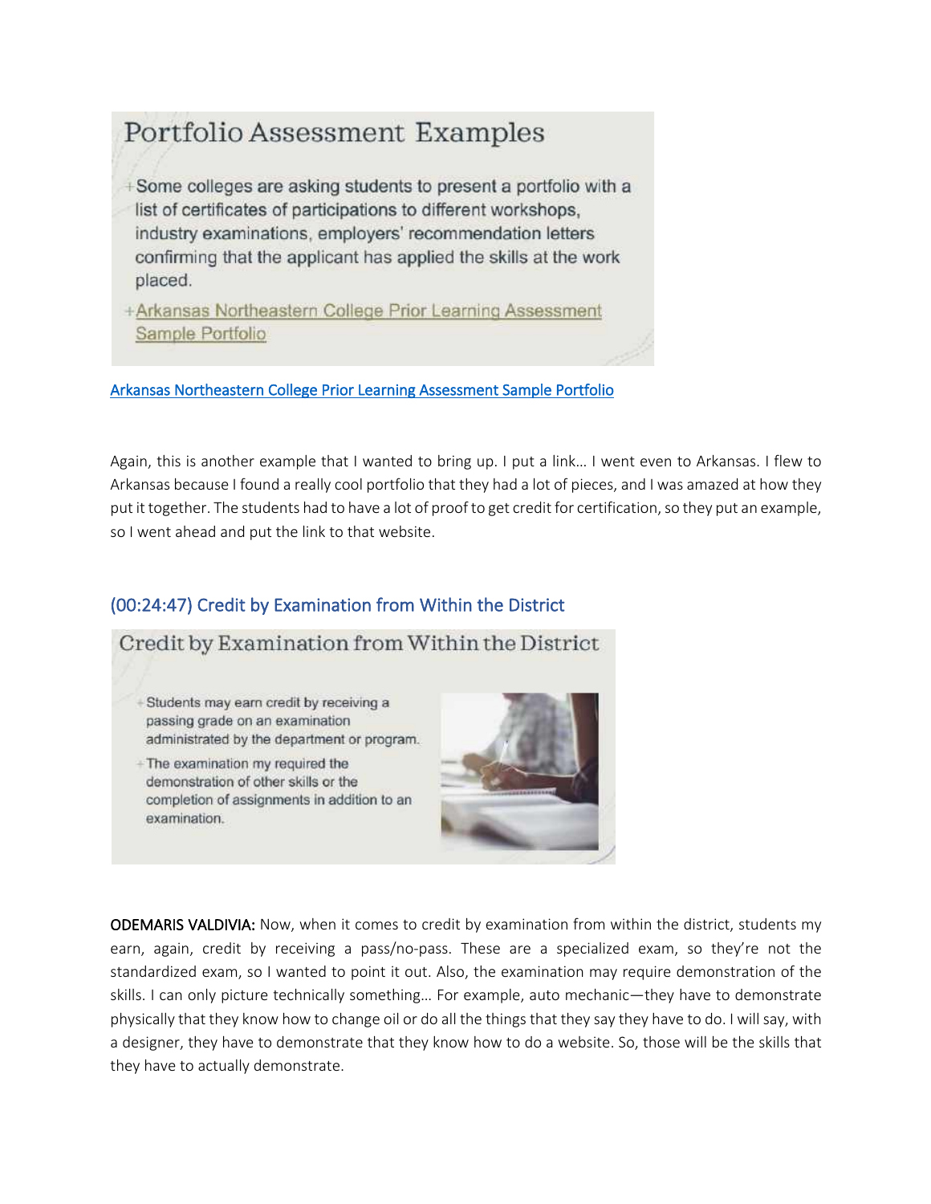Portfolio Assessment Examples

- Some colleges are asking students to present a portfolio with a list of certificates of participations to different workshops, industry examinations, employers' recommendation letters confirming that the applicant has applied the skills at the work placed.
- Arkansas Northeastern College Prior Learning Assessment Sample Portfolio

[Arkansas Northeastern College Prior Learning Assessment Sample Portfolio]

Again, this is another example that I wanted to bring up. I put a link… I went even to Arkansas. I flew to Arkansas because I found a really cool portfolio that they had a lot of pieces, and I was amazed at how they put it together. The students had to have a lot of proof to get credit for certification, so they put an example, so I went ahead and put the link to that website.

## (00:24:47) Credit by Examination from Within the District

Credit by Examination from Within the District

- Students may earn credit by receiving a passing grade on an examination administrated by the department or program.
- The examination my required the demonstration of other skills or the completion of assignments in addition to an examination.

**ODEMARIS VALDIVIA:** Now, when it comes to credit by examination from within the district, students my earn, again, credit by receiving a pass/no-pass. These are a specialized exam, so they're not the standardized exam, so I wanted to point it out. Also, the examination may require demonstration of the skills. I can only picture technically something… For example, auto mechanic—they have to demonstrate physically that they know how to change oil or do all the things that they say they have to do. I will say, with a designer, they have to demonstrate that they know how to do a website. So, those will be the skills that they have to actually demonstrate.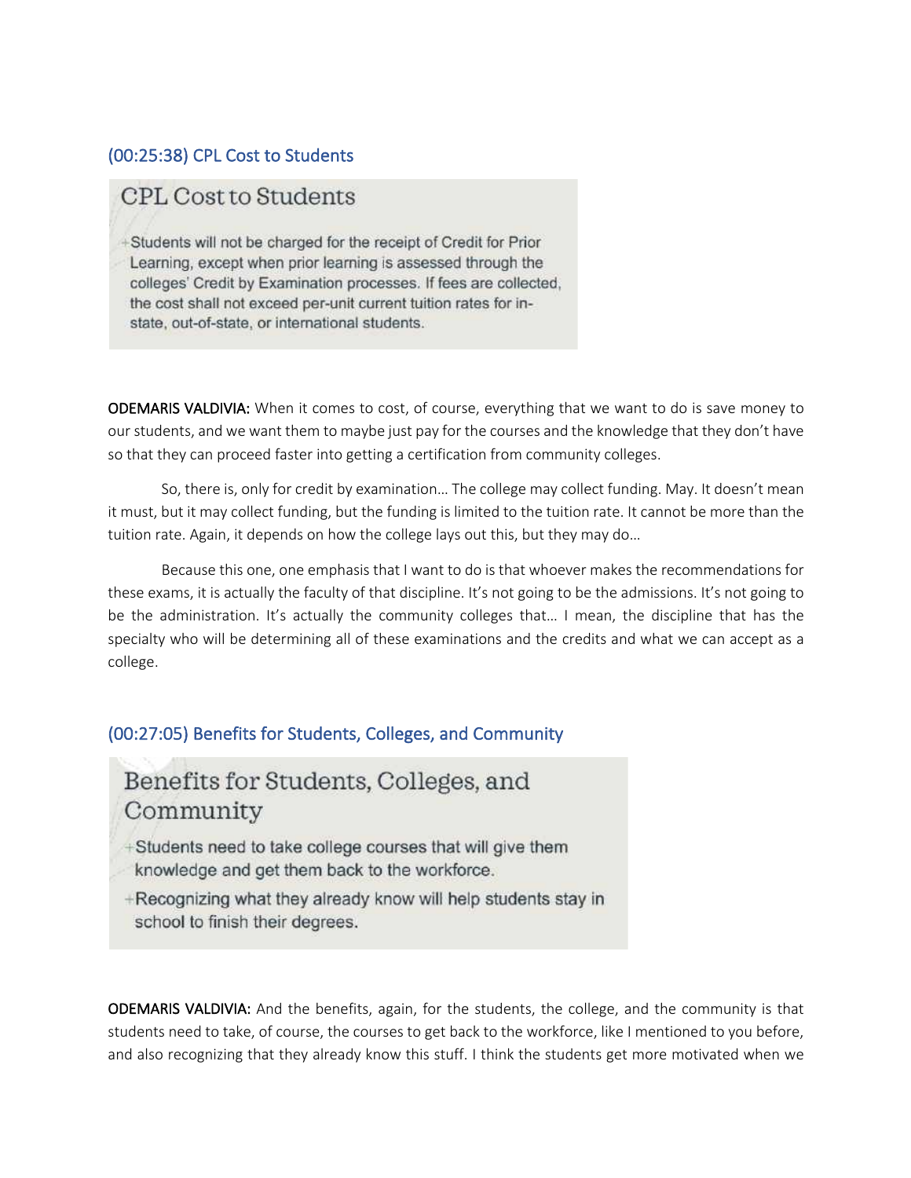## (00:25:38) CPL Cost to Students

### CPL Cost to Students

- Students will not be charged for the receipt of Credit for Prior Learning, except when prior learning is assessed through the colleges' Credit by Examination processes. If fees are collected, the cost shall not exceed per-unit current tuition rates for in-state, out-of-state, or international students.

**ODEMARIS VALDIVIA:** When it comes to cost, of course, everything that we want to do is save money to our students, and we want them to maybe just pay for the courses and the knowledge that they don't have so that they can proceed faster into getting a certification from community colleges.

So, there is, only for credit by examination… The college may collect funding. May. It doesn't mean it must, but it may collect funding, but the funding is limited to the tuition rate. It cannot be more than the tuition rate. Again, it depends on how the college lays out this, but they may do…

Because this one, one emphasis that I want to do is that whoever makes the recommendations for these exams, it is actually the faculty of that discipline. It's not going to be the admissions. It's not going to be the administration. It's actually the community colleges that… I mean, the discipline that has the specialty who will be determining all of these examinations and the credits and what we can accept as a college.

## (00:27:05) Benefits for Students, Colleges, and Community

### Benefits for Students, Colleges, and Community

- Students need to take college courses that will give them knowledge and get them back to the workforce.
- Recognizing what they already know will help students stay in school to finish their degrees.

**ODEMARIS VALDIVIA:** And the benefits, again, for the students, the college, and the community is that students need to take, of course, the courses to get back to the workforce, like I mentioned to you before, and also recognizing that they already know this stuff. I think the students get more motivated when we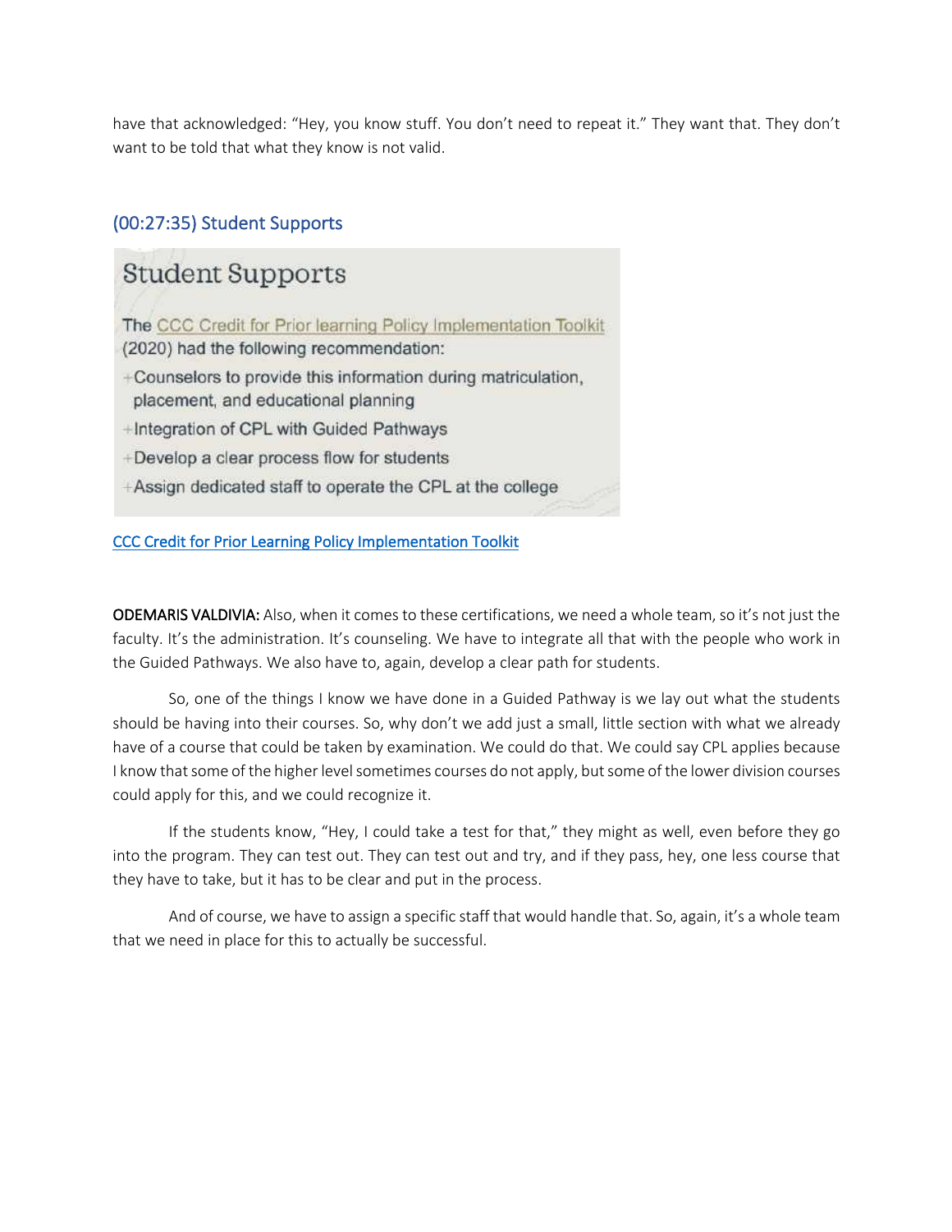have that acknowledged: "Hey, you know stuff. You don't need to repeat it." They want that. They don't want to be told that what they know is not valid.

### (00:27:35) Student Supports

**Student Supports**

The CCC Credit for Prior learning Policy Implementation Toolkit (2020) had the following recommendation:

- Counselors to provide this information during matriculation, placement, and educational planning
- Integration of CPL with Guided Pathways
- Develop a clear process flow for students
- Assign dedicated staff to operate the CPL at the college

CCC Credit for Prior Learning Policy Implementation Toolkit

**ODEMARIS VALDIVIA:** Also, when it comes to these certifications, we need a whole team, so it's not just the faculty. It's the administration. It's counseling. We have to integrate all that with the people who work in the Guided Pathways. We also have to, again, develop a clear path for students.

So, one of the things I know we have done in a Guided Pathway is we lay out what the students should be having into their courses. So, why don't we add just a small, little section with what we already have of a course that could be taken by examination. We could do that. We could say CPL applies because I know that some of the higher level sometimes courses do not apply, but some of the lower division courses could apply for this, and we could recognize it.

If the students know, "Hey, I could take a test for that," they might as well, even before they go into the program. They can test out. They can test out and try, and if they pass, hey, one less course that they have to take, but it has to be clear and put in the process.

And of course, we have to assign a specific staff that would handle that. So, again, it's a whole team that we need in place for this to actually be successful.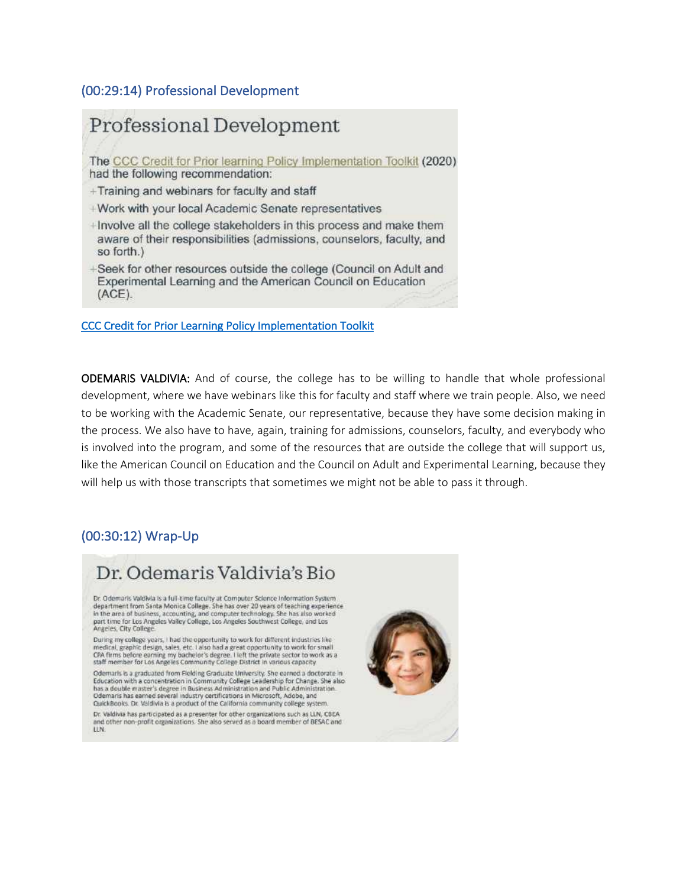## (00:29:14) Professional Development

Professional Development

The CCC Credit for Prior learning Policy Implementation Toolkit (2020) had the following recommendation:

- Training and webinars for faculty and staff
- Work with your local Academic Senate representatives
- Involve all the college stakeholders in this process and make them aware of their responsibilities (admissions, counselors, faculty, and so forth.)
- Seek for other resources outside the college (Council on Adult and Experimental Learning and the American Council on Education (ACE).

[CCC Credit for Prior Learning Policy Implementation Toolkit]()

**ODEMARIS VALDIVIA:** And of course, the college has to be willing to handle that whole professional development, where we have webinars like this for faculty and staff where we train people. Also, we need to be working with the Academic Senate, our representative, because they have some decision making in the process. We also have to have, again, training for admissions, counselors, faculty, and everybody who is involved into the program, and some of the resources that are outside the college that will support us, like the American Council on Education and the Council on Adult and Experimental Learning, because they will help us with those transcripts that sometimes we might not be able to pass it through.

## (00:30:12) Wrap-Up

Dr. Odemaris Valdivia's Bio

Dr. Odemaris Valdivia is a full-time faculty at Computer Science Information System department from Santa Monica College. She has over 20 years of teaching experience in the area of business, accounting, and computer technology. She has also worked part time for Los Angeles Valley College, Los Angeles Southwest College, and Los Angeles City College.

During my college years, I had the opportunity to work for different industries like medical, graphic design, sales, etc. I also had a great opportunity to work for small CPA firms before earning my bachelor's degree. I left the private sector to work as a staff member for Los Angeles Community College District in various capacity.

Odemaris is a graduated from Fielding Graduate University. She earned a doctorate in Education with a concentration in Community College Leadership for Change. She also has a double master's degree in Business Administration and Public Administration. Odemaris has earned several industry certifications in Microsoft, Adobe, and QuickBooks. Dr. Valdivia is a product of the California community college system.

Dr. Valdivia has participated as a presenter for other organizations such as LLN, CBEA and other non-profit organizations. She also served as a board member of BESAC and LLN.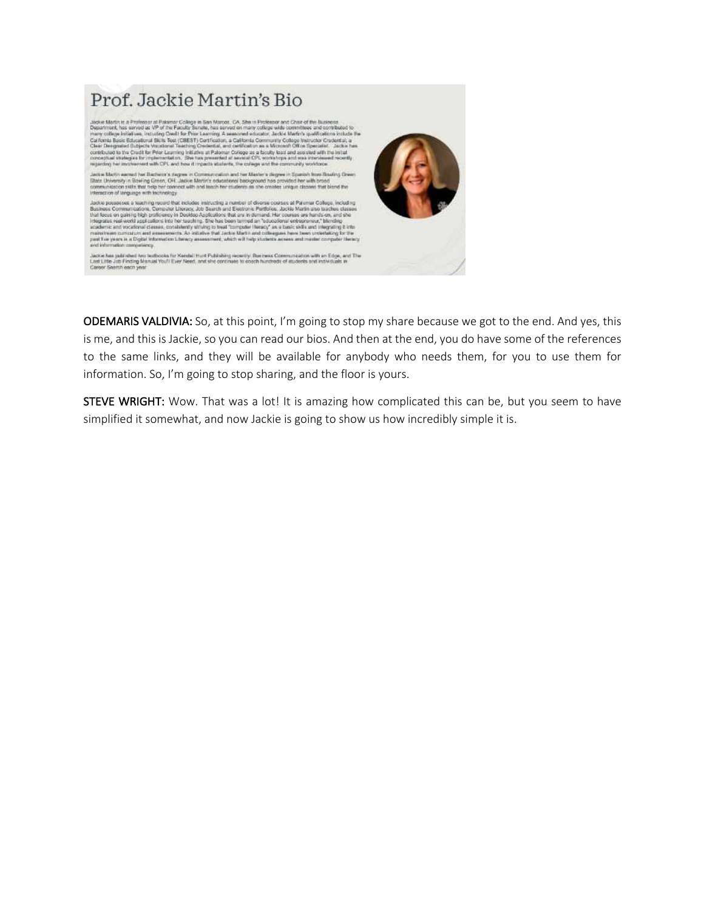## Prof. Jackie Martin's Bio

Jackie Martin is a Professor at Palomar College in San Marcos, CA. She is Professor and Chair of the Business Department, has served as VP of the Faculty Senate, has served on many college-wide committees and contributed to many college initiatives, including Credit for Prior Learning. A seasoned educator, Jackie Martin's qualifications include the California Basic Educational Skills Test (CBEST) Certification, a California Community College Instructor Credential, a Clear Designated Subjects Vocational Teaching Credential, and certification as a Microsoft Office Specialist. Jackie has contributed to the Credit for Prior Learning Initiative at Palomar College as a faculty lead and assisted with the initial conceptual strategies for implementation. She has presented at several CPL workshops and was interviewed recently regarding her involvement with CPL and how it impacts students, the college and the community workforce.

Jackie Martin earned her Bachelor's degree in Communication and her Master's degree in Spanish from Bowling Green State University in Bowling Green, OH. Jackie Martin's educational background has provided her with broad communication skills that help her connect with and teach her students as she creates unique classes that blend the interaction of language with technology.

Jackie possesses a teaching record that includes instructing a number of diverse courses at Palomar College, including Business Communications, Computer Literacy, Job Search and Electronic Portfolios. Jackie Martin also teaches classes that focus on gaining high proficiency in Desktop Applications that are in demand. Her courses are hands-on, and she integrates real-world applications into her teaching. She has been termed an "educational entrepreneur," blending academic and vocational classes, consistently striving to treat "computer literacy" as a basic skills and integrating it into mainstream curriculum and assessments. An initiative that Jackie Martin and colleagues have been undertaking for the past five years is a Digital Information Literacy assessment, which will help students assess and master computer literacy and information competency.

Jackie has published two textbooks for Kendall Hunt Publishing recently: Business Communication with an Edge, and The Last Little Job Finding Manual You'll Ever Need, and she continues to coach hundreds of students and individuals in Career Search each year.

**ODEMARIS VALDIVIA:** So, at this point, I'm going to stop my share because we got to the end. And yes, this is me, and this is Jackie, so you can read our bios. And then at the end, you do have some of the references to the same links, and they will be available for anybody who needs them, for you to use them for information. So, I'm going to stop sharing, and the floor is yours.

**STEVE WRIGHT:** Wow. That was a lot! It is amazing how complicated this can be, but you seem to have simplified it somewhat, and now Jackie is going to show us how incredibly simple it is.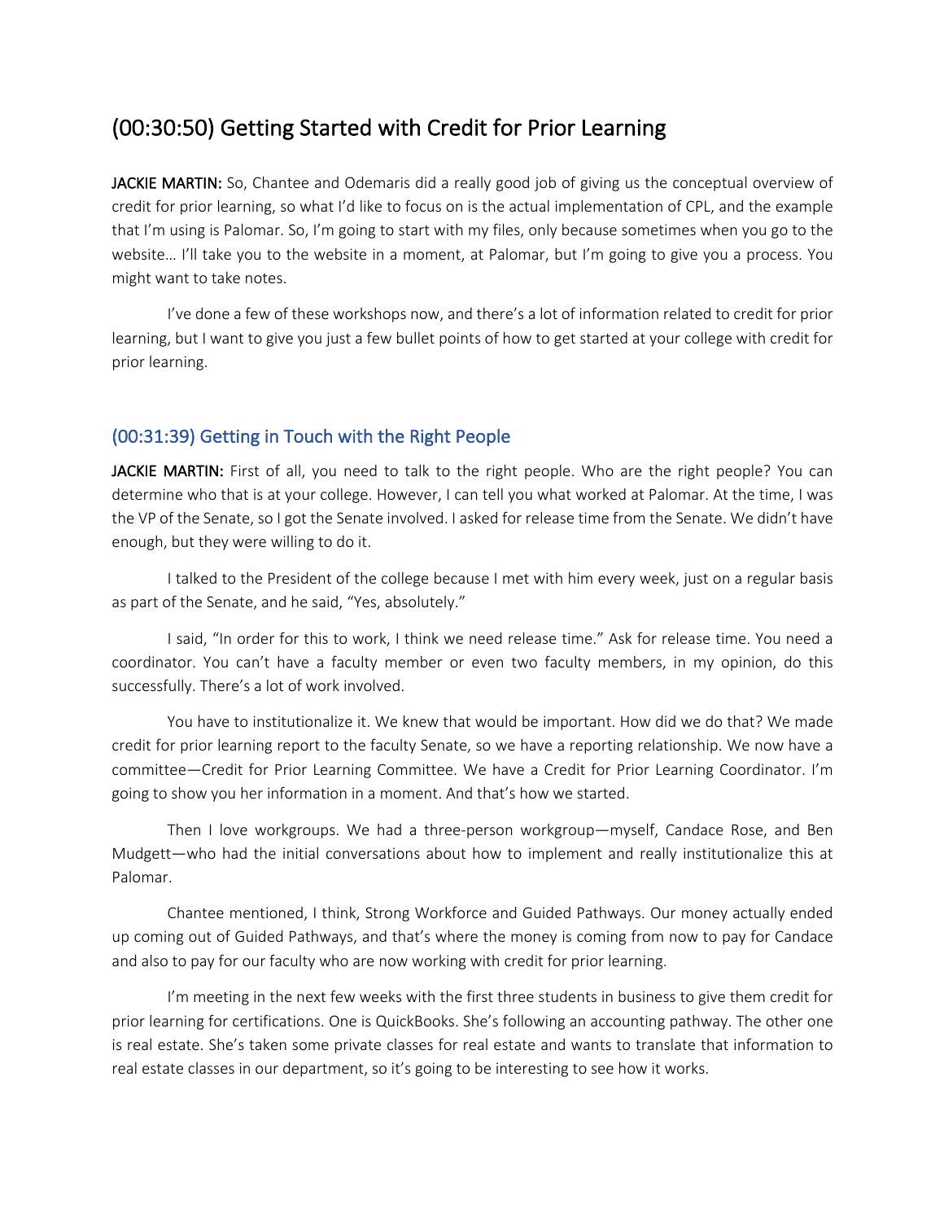## (00:30:50) Getting Started with Credit for Prior Learning

**JACKIE MARTIN:** So, Chantee and Odemaris did a really good job of giving us the conceptual overview of credit for prior learning, so what I'd like to focus on is the actual implementation of CPL, and the example that I'm using is Palomar. So, I'm going to start with my files, only because sometimes when you go to the website… I'll take you to the website in a moment, at Palomar, but I'm going to give you a process. You might want to take notes.

I've done a few of these workshops now, and there's a lot of information related to credit for prior learning, but I want to give you just a few bullet points of how to get started at your college with credit for prior learning.

### (00:31:39) Getting in Touch with the Right People

**JACKIE MARTIN:** First of all, you need to talk to the right people. Who are the right people? You can determine who that is at your college. However, I can tell you what worked at Palomar. At the time, I was the VP of the Senate, so I got the Senate involved. I asked for release time from the Senate. We didn't have enough, but they were willing to do it.

I talked to the President of the college because I met with him every week, just on a regular basis as part of the Senate, and he said, "Yes, absolutely."

I said, "In order for this to work, I think we need release time." Ask for release time. You need a coordinator. You can't have a faculty member or even two faculty members, in my opinion, do this successfully. There's a lot of work involved.

You have to institutionalize it. We knew that would be important. How did we do that? We made credit for prior learning report to the faculty Senate, so we have a reporting relationship. We now have a committee—Credit for Prior Learning Committee. We have a Credit for Prior Learning Coordinator. I'm going to show you her information in a moment. And that's how we started.

Then I love workgroups. We had a three-person workgroup—myself, Candace Rose, and Ben Mudgett—who had the initial conversations about how to implement and really institutionalize this at Palomar.

Chantee mentioned, I think, Strong Workforce and Guided Pathways. Our money actually ended up coming out of Guided Pathways, and that's where the money is coming from now to pay for Candace and also to pay for our faculty who are now working with credit for prior learning.

I'm meeting in the next few weeks with the first three students in business to give them credit for prior learning for certifications. One is QuickBooks. She's following an accounting pathway. The other one is real estate. She's taken some private classes for real estate and wants to translate that information to real estate classes in our department, so it's going to be interesting to see how it works.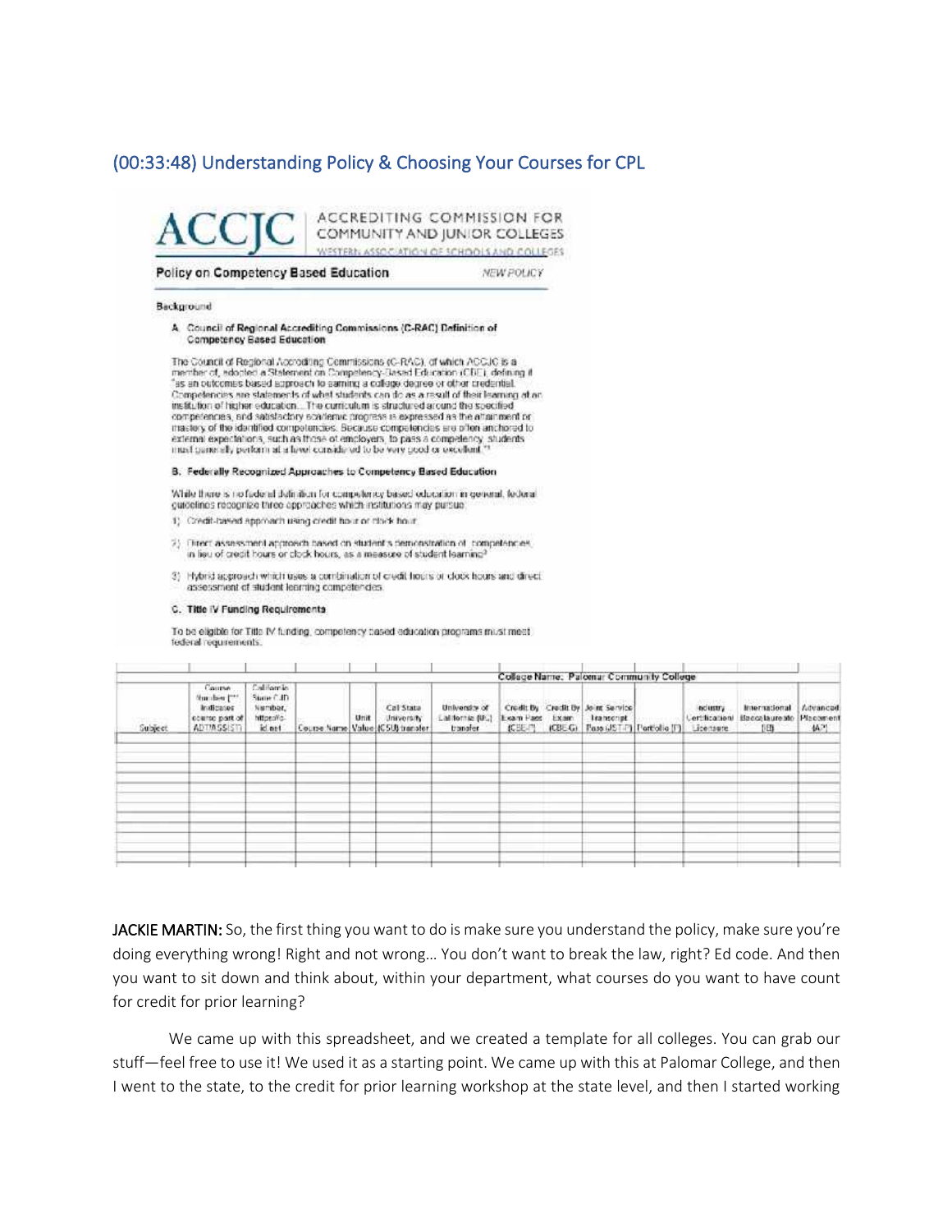## (00:33:48) Understanding Policy & Choosing Your Courses for CPL

**ACCJC** ACCREDITING COMMISSION FOR COMMUNITY AND JUNIOR COLLEGES
WESTERN ASSOCIATION OF SCHOOLS AND COLLEGES

**Policy on Competency Based Education** *NEW POLICY*

**Background**

**A. Council of Regional Accrediting Commissions (C-RAC) Definition of Competency Based Education**

The Council of Regional Accrediting Commissions (C-RAC), of which ACCJC is a member of, adopted a Statement on Competency-Based Education (CBE), defining it "as an outcomes based approach to earning a college degree or other credential. Competencies are statements of what students can do as a result of their learning at an institution of higher education... The curriculum is structured around the specified competencies, and satisfactory academic progress is expressed as the attainment or mastery of the identified competencies. Because competencies are often anchored to external expectations, such as those of employers, to pass a competency, students must generally perform at a level considered to be very good or excellent."[1]

**B. Federally Recognized Approaches to Competency Based Education**

While there is no federal definition for competency based education in general, federal guidelines recognize three approaches which institutions may pursue:

1) Credit-based approach using credit hour or clock hour.
2) Direct assessment approach based on student's demonstration of competencies, in lieu of credit hours or clock hours, as a measure of student learning[2]
3) Hybrid approach which uses a combination of credit hours or clock hours and direct assessment of student learning competencies.

**C. Title IV Funding Requirements**

To be eligible for Title IV funding, competency based education programs must meet federal requirements.

| | | | | | | | College Name: Palomar Community College | | | | | | | |
|---|---|---|---|---|---|---|---|---|---|---|---|---|---|---|
| Subject | Course Number [** Indicates course part of ADT/ASSIST] | California State C-ID Number, https://c-id.net | Course Name | Unit Value | Cal State University (CSU) transfer | University of California (UC) transfer | Credit By Exam Pass (CBE-P) | Credit By Exam (CBE-G) | Joint Service Transcript Pass (JST-P) | Portfolio (P) | Industry Certification/ Licensure | International Baccalaureate (IB) | Advanced Placement (AP) |
| | | | | | | | | | | | | | |
| | | | | | | | | | | | | | |
| | | | | | | | | | | | | | |
| | | | | | | | | | | | | | |
| | | | | | | | | | | | | | |
| | | | | | | | | | | | | | |
| | | | | | | | | | | | | | |
| | | | | | | | | | | | | | |
| | | | | | | | | | | | | | |
| | | | | | | | | | | | | | |

**JACKIE MARTIN:** So, the first thing you want to do is make sure you understand the policy, make sure you're doing everything wrong! Right and not wrong… You don't want to break the law, right? Ed code. And then you want to sit down and think about, within your department, what courses do you want to have count for credit for prior learning?

We came up with this spreadsheet, and we created a template for all colleges. You can grab our stuff—feel free to use it! We used it as a starting point. We came up with this at Palomar College, and then I went to the state, to the credit for prior learning workshop at the state level, and then I started working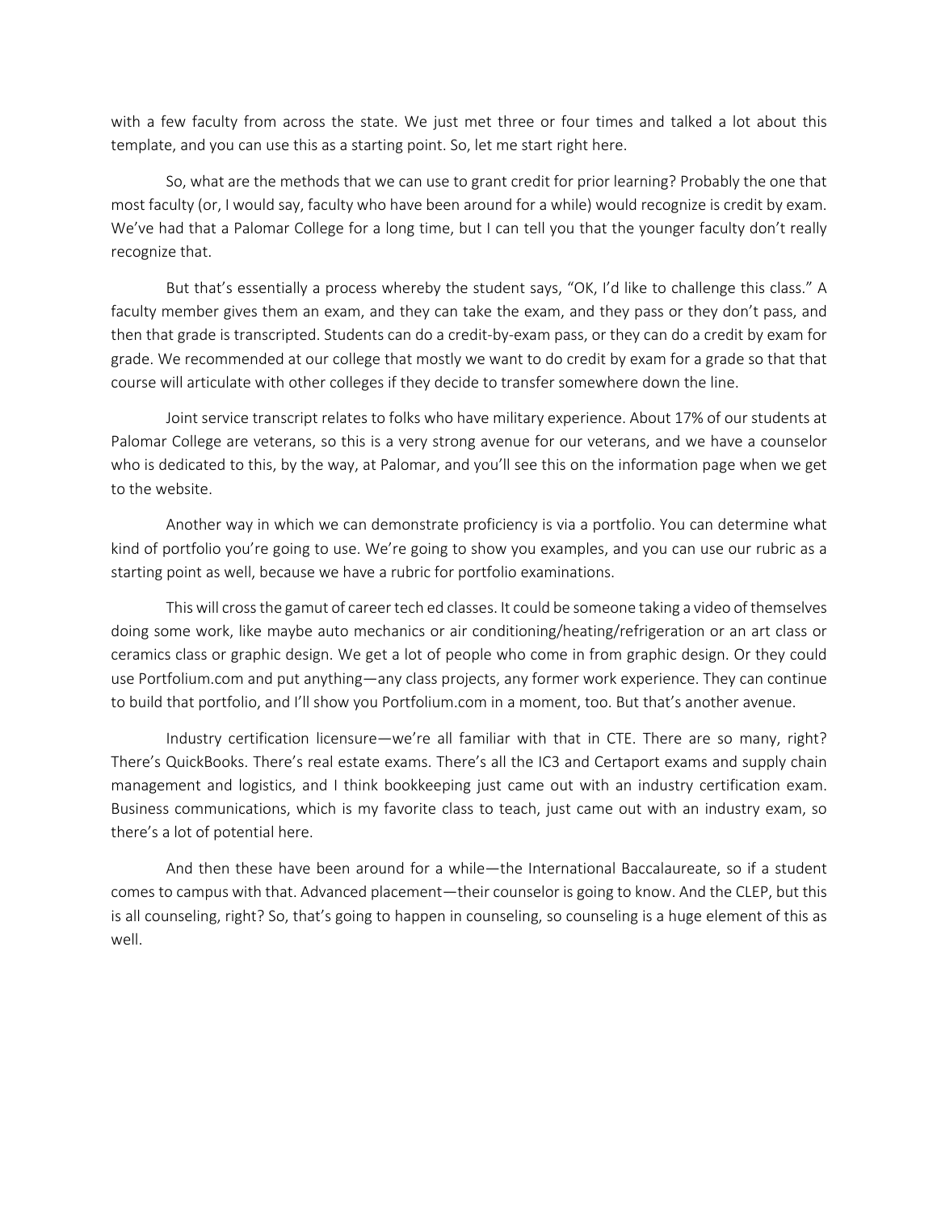with a few faculty from across the state. We just met three or four times and talked a lot about this template, and you can use this as a starting point. So, let me start right here.

So, what are the methods that we can use to grant credit for prior learning? Probably the one that most faculty (or, I would say, faculty who have been around for a while) would recognize is credit by exam. We've had that a Palomar College for a long time, but I can tell you that the younger faculty don't really recognize that.

But that's essentially a process whereby the student says, "OK, I'd like to challenge this class." A faculty member gives them an exam, and they can take the exam, and they pass or they don't pass, and then that grade is transcripted. Students can do a credit-by-exam pass, or they can do a credit by exam for grade. We recommended at our college that mostly we want to do credit by exam for a grade so that that course will articulate with other colleges if they decide to transfer somewhere down the line.

Joint service transcript relates to folks who have military experience. About 17% of our students at Palomar College are veterans, so this is a very strong avenue for our veterans, and we have a counselor who is dedicated to this, by the way, at Palomar, and you'll see this on the information page when we get to the website.

Another way in which we can demonstrate proficiency is via a portfolio. You can determine what kind of portfolio you're going to use. We're going to show you examples, and you can use our rubric as a starting point as well, because we have a rubric for portfolio examinations.

This will cross the gamut of career tech ed classes. It could be someone taking a video of themselves doing some work, like maybe auto mechanics or air conditioning/heating/refrigeration or an art class or ceramics class or graphic design. We get a lot of people who come in from graphic design. Or they could use Portfolium.com and put anything—any class projects, any former work experience. They can continue to build that portfolio, and I'll show you Portfolium.com in a moment, too. But that's another avenue.

Industry certification licensure—we're all familiar with that in CTE. There are so many, right? There's QuickBooks. There's real estate exams. There's all the IC3 and Certaport exams and supply chain management and logistics, and I think bookkeeping just came out with an industry certification exam. Business communications, which is my favorite class to teach, just came out with an industry exam, so there's a lot of potential here.

And then these have been around for a while—the International Baccalaureate, so if a student comes to campus with that. Advanced placement—their counselor is going to know. And the CLEP, but this is all counseling, right? So, that's going to happen in counseling, so counseling is a huge element of this as well.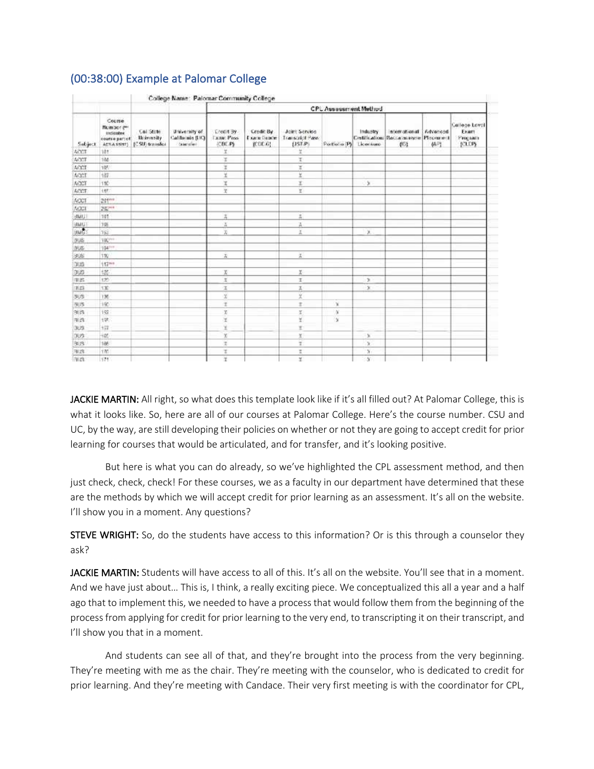## (00:38:00) Example at Palomar College

| | | College Name: Palomar Community College | | | | | | | | | | |
|---|---|---|---|---|---|---|---|---|---|---|---|---|
| | | | | CPL Assessment Method | | | | | | | | |
| Subject | Course Number (*** indicates course part of AIT-Assist) | Cal State University (CSU) transfer | University of California (UC) transfer | Credit By Exam Pass (CBE-P) | Credit By Exam Grade (CBE-G) | Joint Service Transcript Pass (JST-P) | Portfolio (P) | Industry Certification/Licensure | International Baccalaureate (IB) | Advanced Placement (AP) | College Level Exam Program (CLEP) |
| ACCT | 101 | | | X | | X | | | | | |
| ACCT | 104 | | | X | | X | | | | | |
| ACCT | 105 | | | X | | X | | | | | |
| ACCT | 107 | | | X | | X | | | | | |
| ACCT | 110 | | | X | | X | | X | | | |
| ACCT | 117 | | | X | | X | | | | | |
| ACCT | 201*** | | | | | | | | | | |
| ACCT | 202*** | | | | | | | | | | |
| BMGT | 101 | | | X | | X | | | | | |
| BMGT | 108 | | | X | | X | | | | | |
| BMGT | 152 | | | X | | X | | X | | | |
| BUS | 100*** | | | | | | | | | | |
| BUS | 104*** | | | | | | | | | | |
| BUS | 110 | | | X | | X | | | | | |
| BUS | 117*** | | | | | | | | | | |
| BUS | 125 | | | X | | X | | | | | |
| BUS | 129 | | | X | | X | | X | | | |
| BUS | 130 | | | X | | X | | X | | | |
| BUS | 136 | | | X | | X | | | | | |
| BUS | 150 | | | X | | X | X | | | | |
| BUS | 153 | | | X | | X | X | | | | |
| BUS | 157 | | | X | | X | X | | | | |
| BUS | 157 | | | X | | X | | | | | |
| BUS | 165 | | | X | | X | | X | | | |
| BUS | 166 | | | X | | X | | X | | | |
| BUS | 170 | | | X | | X | | X | | | |
| BUS | 171 | | | X | | X | | X | | | |

**JACKIE MARTIN:** All right, so what does this template look like if it's all filled out? At Palomar College, this is what it looks like. So, here are all of our courses at Palomar College. Here's the course number. CSU and UC, by the way, are still developing their policies on whether or not they are going to accept credit for prior learning for courses that would be articulated, and for transfer, and it's looking positive.

But here is what you can do already, so we've highlighted the CPL assessment method, and then just check, check, check! For these courses, we as a faculty in our department have determined that these are the methods by which we will accept credit for prior learning as an assessment. It's all on the website. I'll show you in a moment. Any questions?

**STEVE WRIGHT:** So, do the students have access to this information? Or is this through a counselor they ask?

**JACKIE MARTIN:** Students will have access to all of this. It's all on the website. You'll see that in a moment. And we have just about… This is, I think, a really exciting piece. We conceptualized this all a year and a half ago that to implement this, we needed to have a process that would follow them from the beginning of the process from applying for credit for prior learning to the very end, to transcripting it on their transcript, and I'll show you that in a moment.

And students can see all of that, and they're brought into the process from the very beginning. They're meeting with me as the chair. They're meeting with the counselor, who is dedicated to credit for prior learning. And they're meeting with Candace. Their very first meeting is with the coordinator for CPL,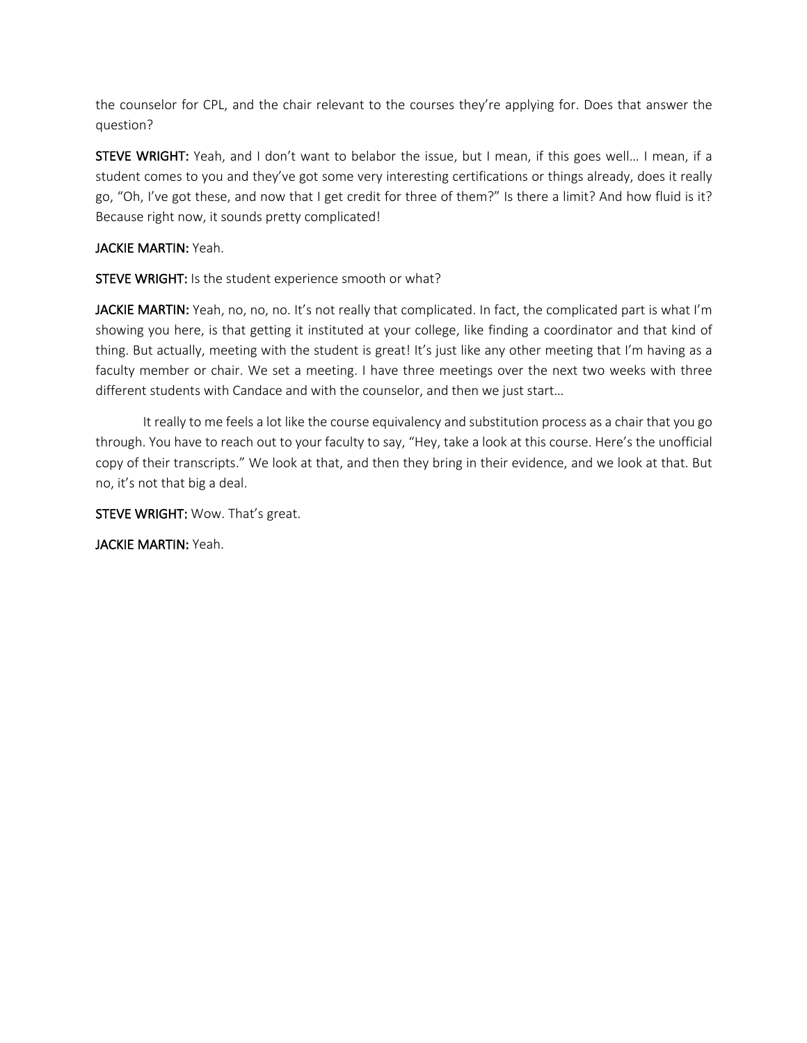the counselor for CPL, and the chair relevant to the courses they're applying for. Does that answer the question?

**STEVE WRIGHT:** Yeah, and I don't want to belabor the issue, but I mean, if this goes well… I mean, if a student comes to you and they've got some very interesting certifications or things already, does it really go, "Oh, I've got these, and now that I get credit for three of them?" Is there a limit? And how fluid is it? Because right now, it sounds pretty complicated!

**JACKIE MARTIN:** Yeah.

**STEVE WRIGHT:** Is the student experience smooth or what?

**JACKIE MARTIN:** Yeah, no, no, no. It's not really that complicated. In fact, the complicated part is what I'm showing you here, is that getting it instituted at your college, like finding a coordinator and that kind of thing. But actually, meeting with the student is great! It's just like any other meeting that I'm having as a faculty member or chair. We set a meeting. I have three meetings over the next two weeks with three different students with Candace and with the counselor, and then we just start…

It really to me feels a lot like the course equivalency and substitution process as a chair that you go through. You have to reach out to your faculty to say, "Hey, take a look at this course. Here's the unofficial copy of their transcripts." We look at that, and then they bring in their evidence, and we look at that. But no, it's not that big a deal.

**STEVE WRIGHT:** Wow. That's great.

**JACKIE MARTIN:** Yeah.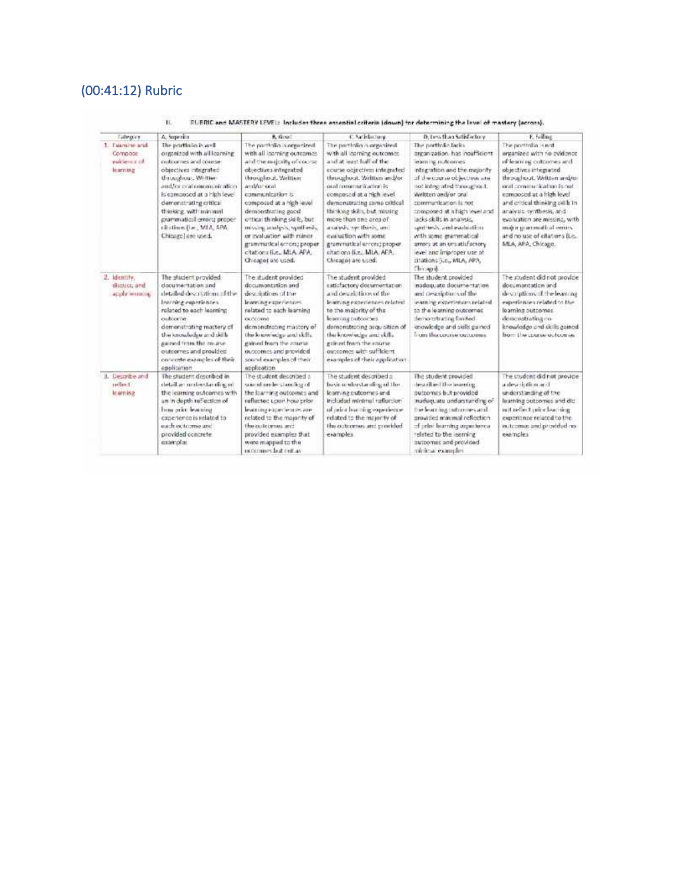## (00:41:12) Rubric

II. RUBRIC and MASTERY LEVEL: Includes three essential criteria (down) for determining the level of mastery (across).

| Category | A, Superior | B, Good | C, Satisfactory | D, Less than Satisfactory | F, Failing |
|---|---|---|---|---|---|
| 1. Examine and Compose evidence of learning | The portfolio is well organized with all learning outcomes and course objectives integrated throughout. Written and/or oral communication is composed at a high level demonstrating critical thinking with minimal grammatical errors; proper citations (i.e., MLA, APA, Chicago) are used. | The portfolio is organized with all learning outcomes and the majority of course objectives integrated throughout. Written and/or oral communication is composed at a high level demonstrating good critical thinking skills, but missing analysis, synthesis, or evaluation with minor grammatical errors; proper citations (i.e., MLA, APA, Chicago) are used. | The portfolio is organized with all learning outcomes and at least half of the course objectives integrated throughout. Written and/or oral communication is composed at a high level demonstrating some critical thinking skills, but missing more than one area of analysis, synthesis, and evaluation with some grammatical errors; proper citations (i.e., MLA, APA, Chicago) are used. | The portfolio lacks organization, has insufficient learning outcomes integration and the majority of the course objectives are not integrated throughout. Written and/or oral communication is not composed at a high level and lacks skills in analysis, synthesis, and evaluation with some grammatical errors at an unsatisfactory level and improper use of citations (i.e., MLA, APA, Chicago). | The portfolio is not organized with no evidence of learning outcomes and objectives integrated throughout. Written and/or oral communication is not composed at a high level and critical thinking skills in analysis, synthesis, and evaluation are missing, with major grammatical errors and no use of citations (i.e., MLA, APA, Chicago). |
| 2. Identify, discuss, and apply learning | The student provided documentation and detailed descriptions of the learning experiences related to each learning outcome demonstrating mastery of the knowledge and skills gained from the course outcomes and provided concrete examples of their application | The student provided documentation and descriptions of the learning experiences related to each learning outcome demonstrating mastery of the knowledge and skills gained from the course outcomes and provided sound examples of their application | The student provided satisfactory documentation and descriptions of the learning experiences related to the majority of the learning outcomes demonstrating acquisition of the knowledge and skills gained from the course outcomes with sufficient examples of their application | The student provided inadequate documentation and descriptions of the learning experiences related to the learning outcomes demonstrating limited knowledge and skills gained from the course outcomes | The student did not provide documentation and descriptions of the learning experiences related to the learning outcomes demonstrating no knowledge and skills gained from the course outcomes |
| 3. Describe and reflect learning | The student described in detail an understanding of the learning outcomes with an in depth reflection of how prior learning experience is related to each outcome and provided concrete examples | The student described a sound understanding of the learning outcomes and reflected upon how prior learning experiences are related to the majority of the outcomes and provided examples that were mapped to the outcomes but not as | The student described a basic understanding of the learning outcomes and included minimal reflection of prior learning experience related to the majority of the outcomes and provided examples | The student provided described the learning outcomes but provided inadequate understanding of the learning outcomes and provided minimal reflection of prior learning experience related to the learning outcomes and provided minimal examples | The student did not provide a description and understanding of the learning outcomes and did not reflect prior learning experience related to the outcomes and provided no examples |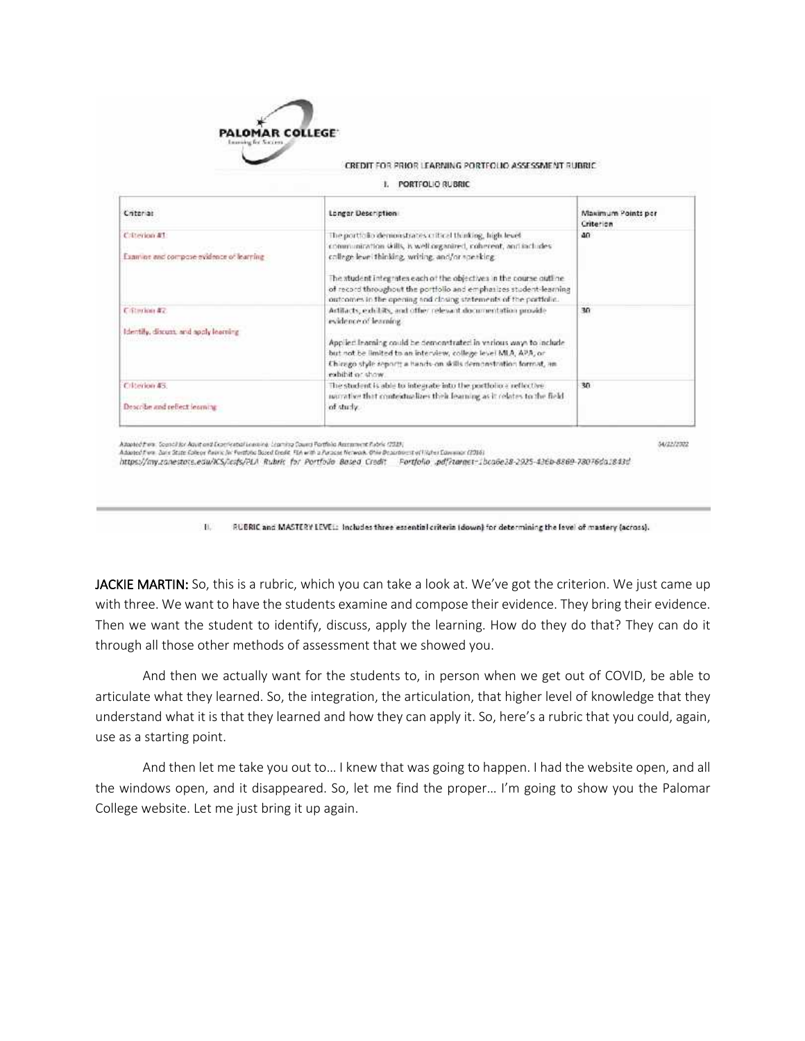**PALOMAR COLLEGE**
Learning for Success

CREDIT FOR PRIOR LEARNING PORTFOLIO ASSESSMENT RUBRIC

I. PORTFOLIO RUBRIC

| Criteria: | Longer Description: | Maximum Points per Criterion |
| --- | --- | --- |
| Criterion #1: Examine and compose evidence of learning | The portfolio demonstrates critical thinking, high level communication skills, is well organized, coherent, and includes college level thinking, writing, and/or speaking. The student integrates each of the objectives in the course outline of record throughout the portfolio and emphasizes student-learning outcomes in the opening and closing statements of the portfolio. | 40 |
| Criterion #2: Identify, discuss, and apply learning | Artifacts, exhibits, and other relevant documentation provide evidence of learning. Applied learning could be demonstrated in various ways to include but not be limited to an interview, college level MLA, APA, or Chicago style reports a hands-on skills demonstration format, an exhibit or show. | 30 |
| Criterion #3: Describe and reflect learning | The student is able to integrate into the portfolio a reflective narrative that contextualizes their learning as it relates to the field of study. | 30 |

Adapted from: Council for Adult and Experiential Learning. Learning Counts Portfolio Assessment Rubric (2019);
Adapted from: Zane State College Rubric for Portfolio Based Credit. PLA with a Purpose Network. Ohio Department of Higher Education (2016)
https://my.zanestate.edu/ICS/icsfs/PLA_Rubric_for_Portfolio_Based_Credit___Portfolio_.pdf?target=1bca6e28-2925-426b-8869-78076da2843d

04/22/2022

II. RUBRIC and MASTERY LEVEL: Includes three essential criteria (down) for determining the level of mastery (across).

**JACKIE MARTIN:** So, this is a rubric, which you can take a look at. We've got the criterion. We just came up with three. We want to have the students examine and compose their evidence. They bring their evidence. Then we want the student to identify, discuss, apply the learning. How do they do that? They can do it through all those other methods of assessment that we showed you.

And then we actually want for the students to, in person when we get out of COVID, be able to articulate what they learned. So, the integration, the articulation, that higher level of knowledge that they understand what it is that they learned and how they can apply it. So, here's a rubric that you could, again, use as a starting point.

And then let me take you out to… I knew that was going to happen. I had the website open, and all the windows open, and it disappeared. So, let me find the proper… I'm going to show you the Palomar College website. Let me just bring it up again.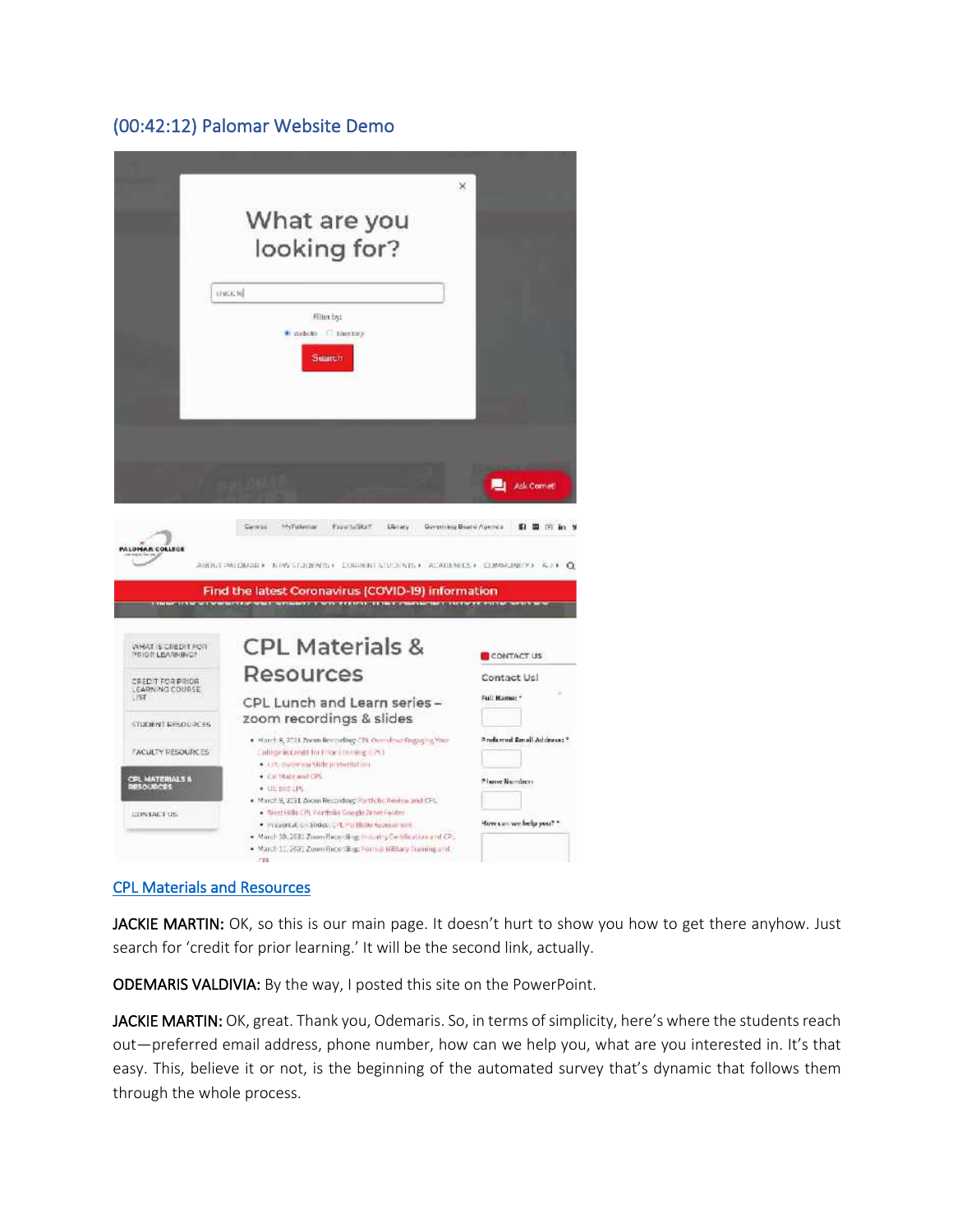## (00:42:12) Palomar Website Demo

CPL Materials and Resources

**JACKIE MARTIN:** OK, so this is our main page. It doesn't hurt to show you how to get there anyhow. Just search for 'credit for prior learning.' It will be the second link, actually.

**ODEMARIS VALDIVIA:** By the way, I posted this site on the PowerPoint.

**JACKIE MARTIN:** OK, great. Thank you, Odemaris. So, in terms of simplicity, here's where the students reach out—preferred email address, phone number, how can we help you, what are you interested in. It's that easy. This, believe it or not, is the beginning of the automated survey that's dynamic that follows them through the whole process.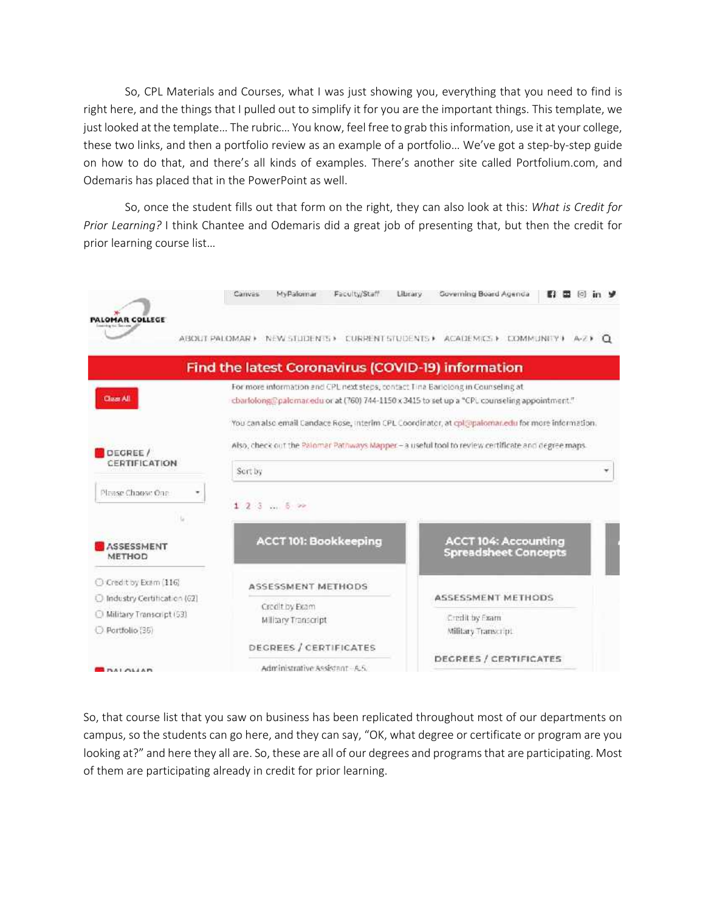So, CPL Materials and Courses, what I was just showing you, everything that you need to find is right here, and the things that I pulled out to simplify it for you are the important things. This template, we just looked at the template… The rubric… You know, feel free to grab this information, use it at your college, these two links, and then a portfolio review as an example of a portfolio… We've got a step-by-step guide on how to do that, and there's all kinds of examples. There's another site called Portfolium.com, and Odemaris has placed that in the PowerPoint as well.

So, once the student fills out that form on the right, they can also look at this: *What is Credit for Prior Learning?* I think Chantee and Odemaris did a great job of presenting that, but then the credit for prior learning course list…

So, that course list that you saw on business has been replicated throughout most of our departments on campus, so the students can go here, and they can say, "OK, what degree or certificate or program are you looking at?" and here they all are. So, these are all of our degrees and programs that are participating. Most of them are participating already in credit for prior learning.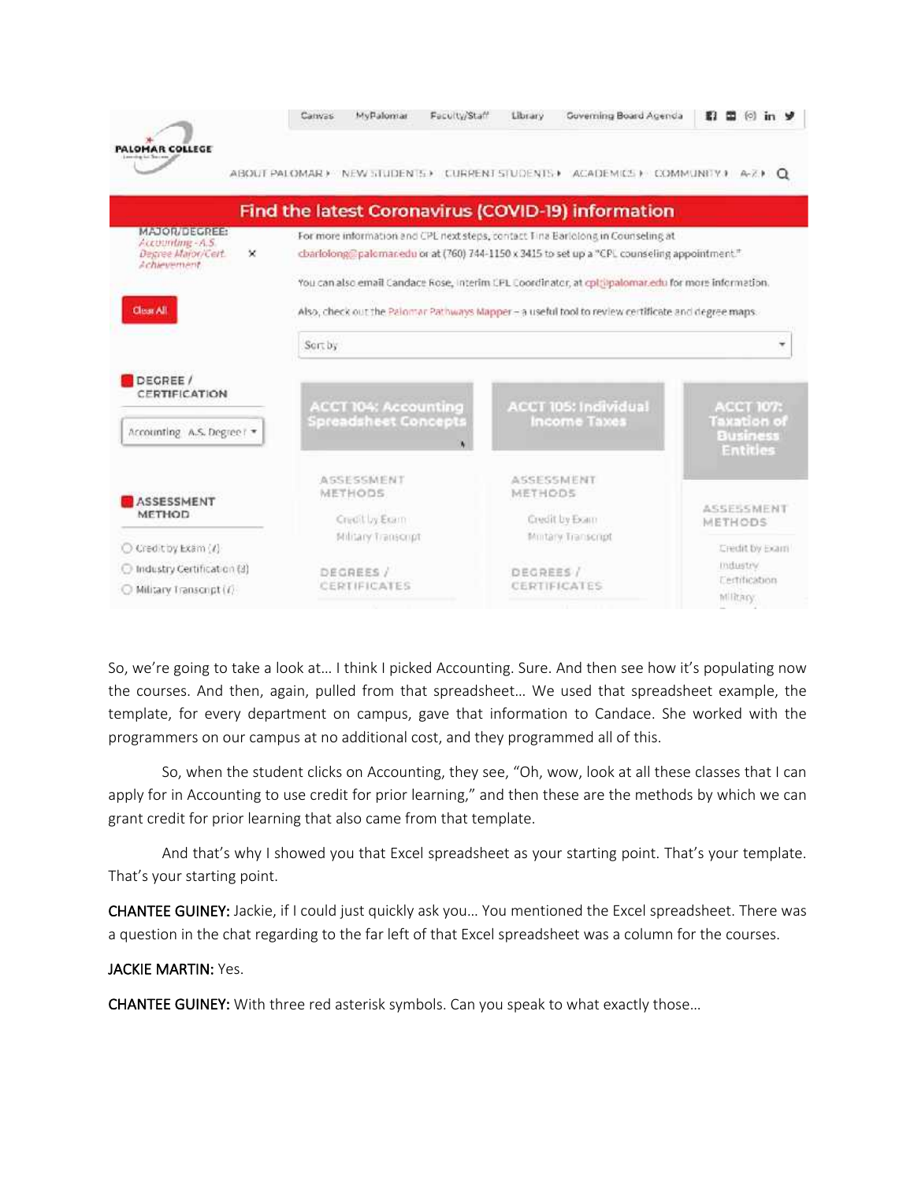So, we're going to take a look at… I think I picked Accounting. Sure. And then see how it's populating now the courses. And then, again, pulled from that spreadsheet… We used that spreadsheet example, the template, for every department on campus, gave that information to Candace. She worked with the programmers on our campus at no additional cost, and they programmed all of this.

So, when the student clicks on Accounting, they see, "Oh, wow, look at all these classes that I can apply for in Accounting to use credit for prior learning," and then these are the methods by which we can grant credit for prior learning that also came from that template.

And that's why I showed you that Excel spreadsheet as your starting point. That's your template. That's your starting point.

**CHANTEE GUINEY:** Jackie, if I could just quickly ask you… You mentioned the Excel spreadsheet. There was a question in the chat regarding to the far left of that Excel spreadsheet was a column for the courses.

**JACKIE MARTIN:** Yes.

**CHANTEE GUINEY:** With three red asterisk symbols. Can you speak to what exactly those…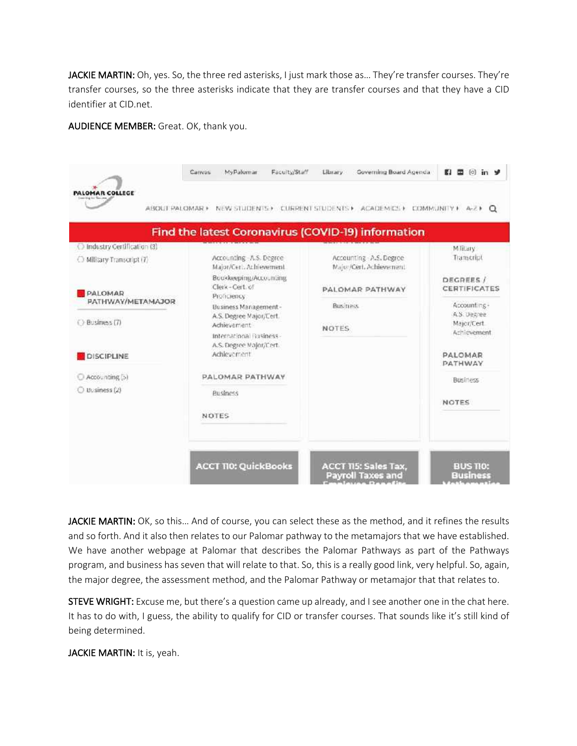**JACKIE MARTIN:** Oh, yes. So, the three red asterisks, I just mark those as… They're transfer courses. They're transfer courses, so the three asterisks indicate that they are transfer courses and that they have a CID identifier at CID.net.

**AUDIENCE MEMBER:** Great. OK, thank you.

**JACKIE MARTIN:** OK, so this… And of course, you can select these as the method, and it refines the results and so forth. And it also then relates to our Palomar pathway to the metamajors that we have established. We have another webpage at Palomar that describes the Palomar Pathways as part of the Pathways program, and business has seven that will relate to that. So, this is a really good link, very helpful. So, again, the major degree, the assessment method, and the Palomar Pathway or metamajor that that relates to.

**STEVE WRIGHT:** Excuse me, but there's a question came up already, and I see another one in the chat here. It has to do with, I guess, the ability to qualify for CID or transfer courses. That sounds like it's still kind of being determined.

**JACKIE MARTIN:** It is, yeah.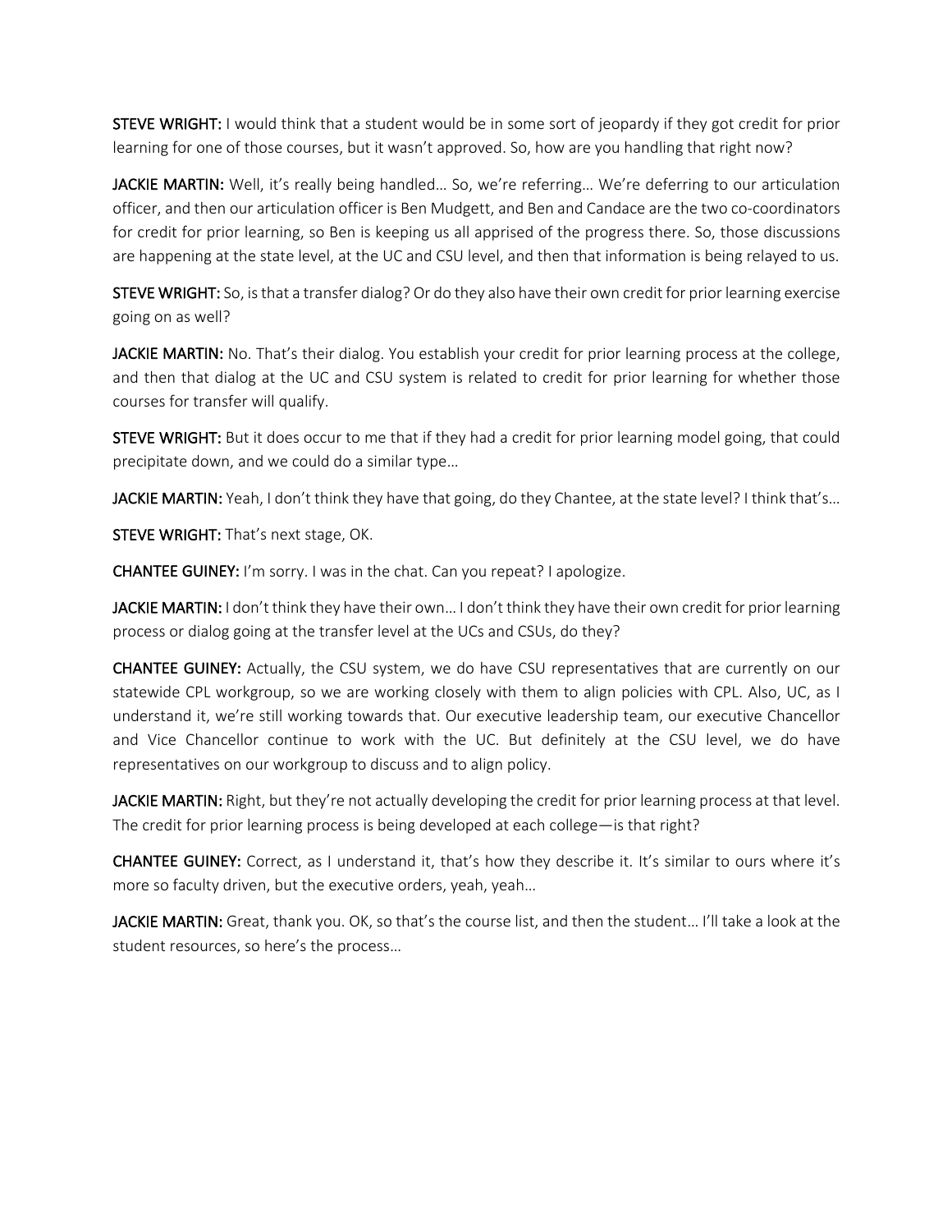**STEVE WRIGHT:** I would think that a student would be in some sort of jeopardy if they got credit for prior learning for one of those courses, but it wasn't approved. So, how are you handling that right now?

**JACKIE MARTIN:** Well, it's really being handled… So, we're referring… We're deferring to our articulation officer, and then our articulation officer is Ben Mudgett, and Ben and Candace are the two co-coordinators for credit for prior learning, so Ben is keeping us all apprised of the progress there. So, those discussions are happening at the state level, at the UC and CSU level, and then that information is being relayed to us.

**STEVE WRIGHT:** So, is that a transfer dialog? Or do they also have their own credit for prior learning exercise going on as well?

**JACKIE MARTIN:** No. That's their dialog. You establish your credit for prior learning process at the college, and then that dialog at the UC and CSU system is related to credit for prior learning for whether those courses for transfer will qualify.

**STEVE WRIGHT:** But it does occur to me that if they had a credit for prior learning model going, that could precipitate down, and we could do a similar type…

**JACKIE MARTIN:** Yeah, I don't think they have that going, do they Chantee, at the state level? I think that's…

**STEVE WRIGHT:** That's next stage, OK.

**CHANTEE GUINEY:** I'm sorry. I was in the chat. Can you repeat? I apologize.

**JACKIE MARTIN:** I don't think they have their own… I don't think they have their own credit for prior learning process or dialog going at the transfer level at the UCs and CSUs, do they?

**CHANTEE GUINEY:** Actually, the CSU system, we do have CSU representatives that are currently on our statewide CPL workgroup, so we are working closely with them to align policies with CPL. Also, UC, as I understand it, we're still working towards that. Our executive leadership team, our executive Chancellor and Vice Chancellor continue to work with the UC. But definitely at the CSU level, we do have representatives on our workgroup to discuss and to align policy.

**JACKIE MARTIN:** Right, but they're not actually developing the credit for prior learning process at that level. The credit for prior learning process is being developed at each college—is that right?

**CHANTEE GUINEY:** Correct, as I understand it, that's how they describe it. It's similar to ours where it's more so faculty driven, but the executive orders, yeah, yeah…

**JACKIE MARTIN:** Great, thank you. OK, so that's the course list, and then the student… I'll take a look at the student resources, so here's the process…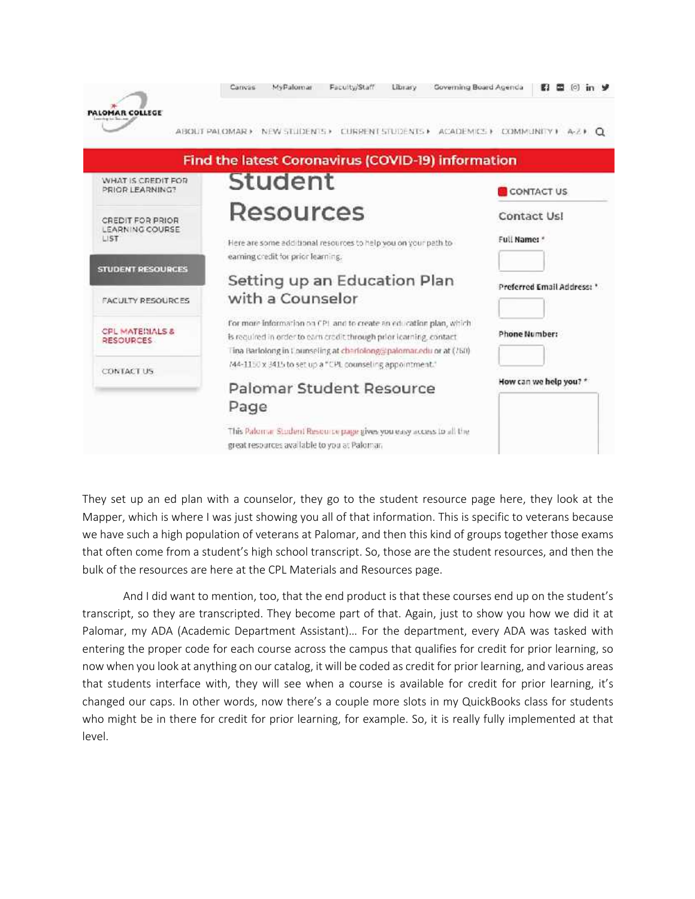They set up an ed plan with a counselor, they go to the student resource page here, they look at the Mapper, which is where I was just showing you all of that information. This is specific to veterans because we have such a high population of veterans at Palomar, and then this kind of groups together those exams that often come from a student's high school transcript. So, those are the student resources, and then the bulk of the resources are here at the CPL Materials and Resources page.

And I did want to mention, too, that the end product is that these courses end up on the student's transcript, so they are transcripted. They become part of that. Again, just to show you how we did it at Palomar, my ADA (Academic Department Assistant)… For the department, every ADA was tasked with entering the proper code for each course across the campus that qualifies for credit for prior learning, so now when you look at anything on our catalog, it will be coded as credit for prior learning, and various areas that students interface with, they will see when a course is available for credit for prior learning, it's changed our caps. In other words, now there's a couple more slots in my QuickBooks class for students who might be in there for credit for prior learning, for example. So, it is really fully implemented at that level.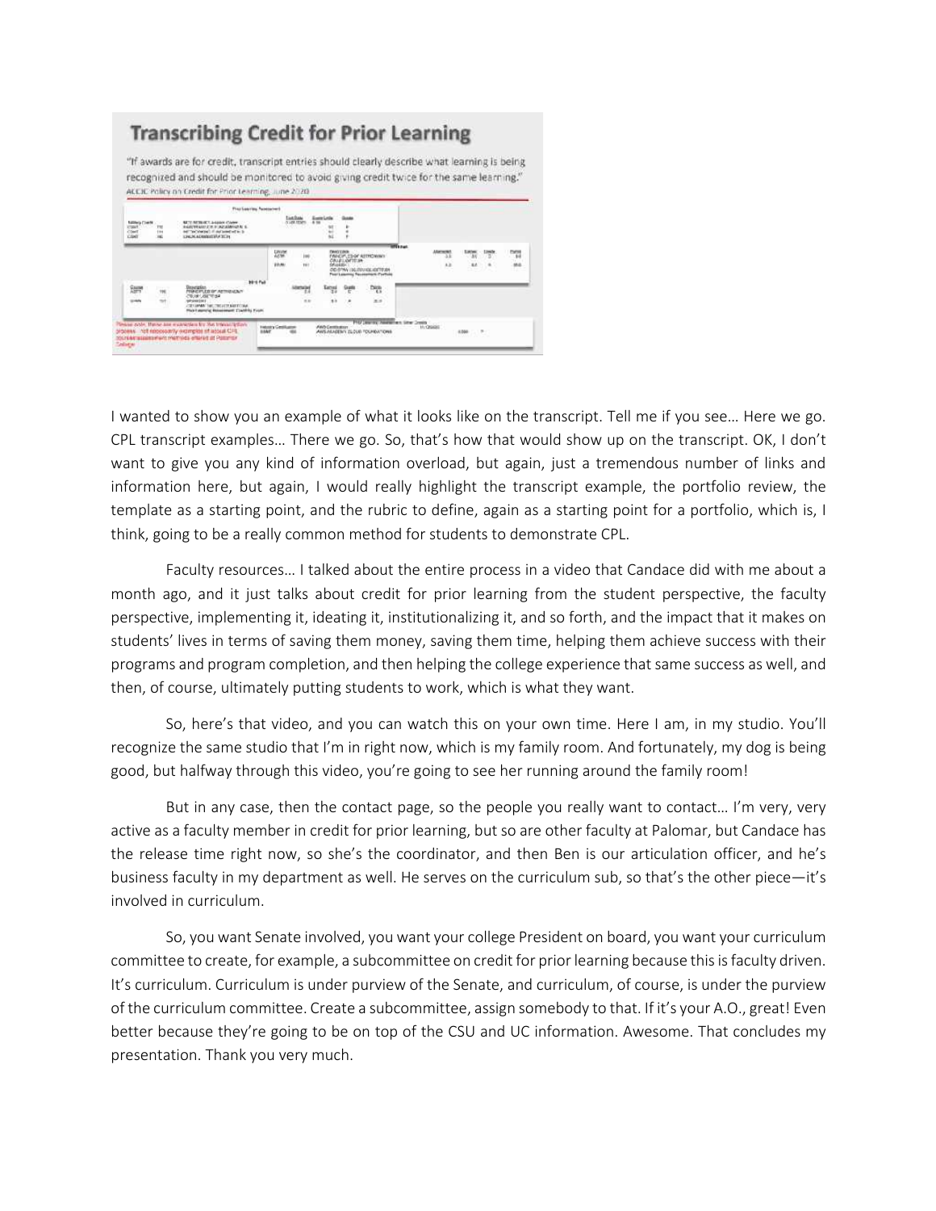## Transcribing Credit for Prior Learning

"If awards are for credit, transcript entries should clearly describe what learning is being recognized and should be monitored to avoid giving credit twice for the same learning."
ACCJC Policy on Credit for Prior Learning, June 2020

Please note: These are examples for the transcription process - not necessarily examples of actual CPL courses/assessment methods offered at Palomar College

I wanted to show you an example of what it looks like on the transcript. Tell me if you see… Here we go. CPL transcript examples… There we go. So, that's how that would show up on the transcript. OK, I don't want to give you any kind of information overload, but again, just a tremendous number of links and information here, but again, I would really highlight the transcript example, the portfolio review, the template as a starting point, and the rubric to define, again as a starting point for a portfolio, which is, I think, going to be a really common method for students to demonstrate CPL.

Faculty resources… I talked about the entire process in a video that Candace did with me about a month ago, and it just talks about credit for prior learning from the student perspective, the faculty perspective, implementing it, ideating it, institutionalizing it, and so forth, and the impact that it makes on students' lives in terms of saving them money, saving them time, helping them achieve success with their programs and program completion, and then helping the college experience that same success as well, and then, of course, ultimately putting students to work, which is what they want.

So, here's that video, and you can watch this on your own time. Here I am, in my studio. You'll recognize the same studio that I'm in right now, which is my family room. And fortunately, my dog is being good, but halfway through this video, you're going to see her running around the family room!

But in any case, then the contact page, so the people you really want to contact… I'm very, very active as a faculty member in credit for prior learning, but so are other faculty at Palomar, but Candace has the release time right now, so she's the coordinator, and then Ben is our articulation officer, and he's business faculty in my department as well. He serves on the curriculum sub, so that's the other piece—it's involved in curriculum.

So, you want Senate involved, you want your college President on board, you want your curriculum committee to create, for example, a subcommittee on credit for prior learning because this is faculty driven. It's curriculum. Curriculum is under purview of the Senate, and curriculum, of course, is under the purview of the curriculum committee. Create a subcommittee, assign somebody to that. If it's your A.O., great! Even better because they're going to be on top of the CSU and UC information. Awesome. That concludes my presentation. Thank you very much.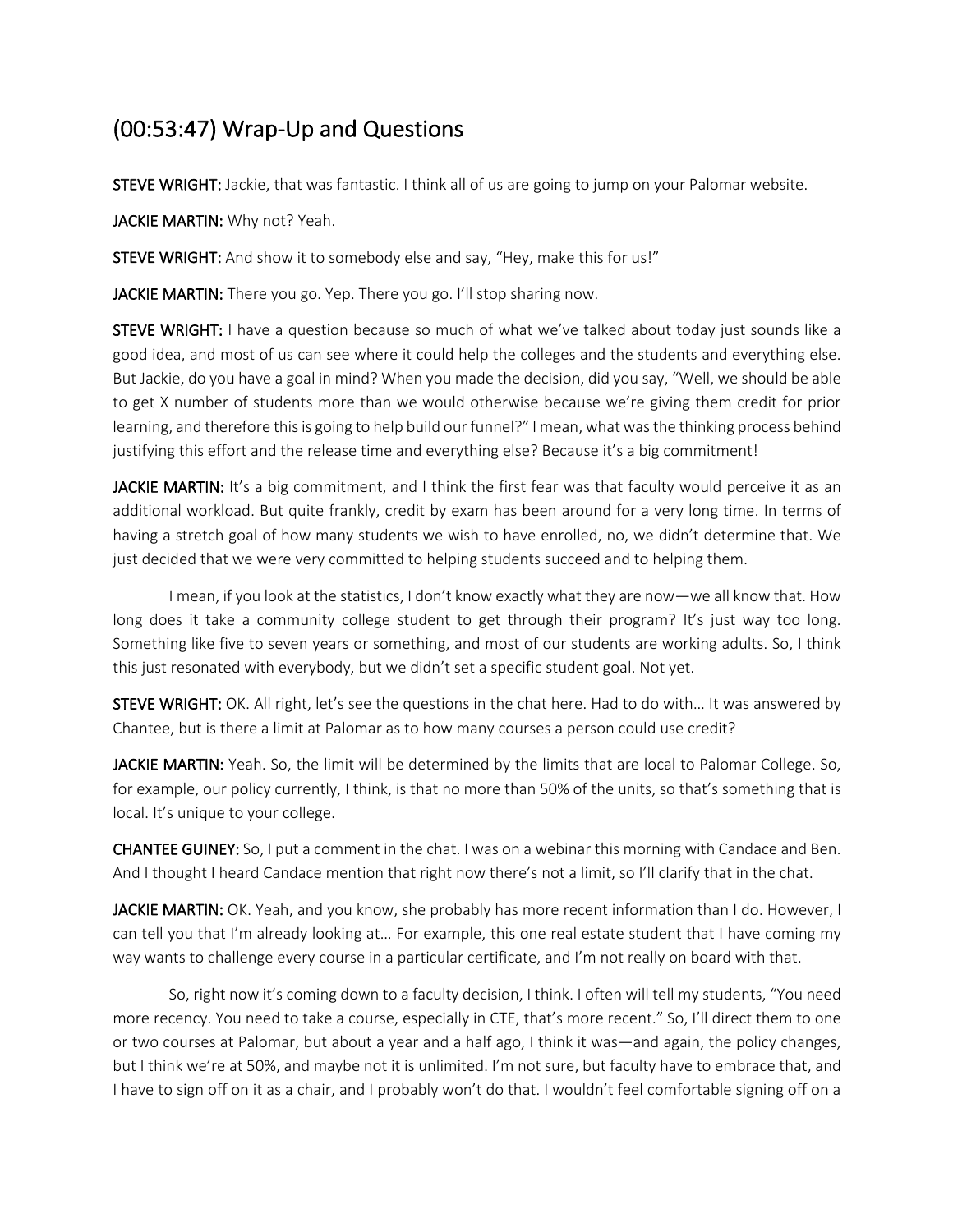## (00:53:47) Wrap-Up and Questions

**STEVE WRIGHT:** Jackie, that was fantastic. I think all of us are going to jump on your Palomar website.

**JACKIE MARTIN:** Why not? Yeah.

**STEVE WRIGHT:** And show it to somebody else and say, "Hey, make this for us!"

**JACKIE MARTIN:** There you go. Yep. There you go. I'll stop sharing now.

**STEVE WRIGHT:** I have a question because so much of what we've talked about today just sounds like a good idea, and most of us can see where it could help the colleges and the students and everything else. But Jackie, do you have a goal in mind? When you made the decision, did you say, "Well, we should be able to get X number of students more than we would otherwise because we're giving them credit for prior learning, and therefore this is going to help build our funnel?" I mean, what was the thinking process behind justifying this effort and the release time and everything else? Because it's a big commitment!

**JACKIE MARTIN:** It's a big commitment, and I think the first fear was that faculty would perceive it as an additional workload. But quite frankly, credit by exam has been around for a very long time. In terms of having a stretch goal of how many students we wish to have enrolled, no, we didn't determine that. We just decided that we were very committed to helping students succeed and to helping them.

I mean, if you look at the statistics, I don't know exactly what they are now—we all know that. How long does it take a community college student to get through their program? It's just way too long. Something like five to seven years or something, and most of our students are working adults. So, I think this just resonated with everybody, but we didn't set a specific student goal. Not yet.

**STEVE WRIGHT:** OK. All right, let's see the questions in the chat here. Had to do with… It was answered by Chantee, but is there a limit at Palomar as to how many courses a person could use credit?

**JACKIE MARTIN:** Yeah. So, the limit will be determined by the limits that are local to Palomar College. So, for example, our policy currently, I think, is that no more than 50% of the units, so that's something that is local. It's unique to your college.

**CHANTEE GUINEY:** So, I put a comment in the chat. I was on a webinar this morning with Candace and Ben. And I thought I heard Candace mention that right now there's not a limit, so I'll clarify that in the chat.

**JACKIE MARTIN:** OK. Yeah, and you know, she probably has more recent information than I do. However, I can tell you that I'm already looking at… For example, this one real estate student that I have coming my way wants to challenge every course in a particular certificate, and I'm not really on board with that.

So, right now it's coming down to a faculty decision, I think. I often will tell my students, "You need more recency. You need to take a course, especially in CTE, that's more recent." So, I'll direct them to one or two courses at Palomar, but about a year and a half ago, I think it was—and again, the policy changes, but I think we're at 50%, and maybe not it is unlimited. I'm not sure, but faculty have to embrace that, and I have to sign off on it as a chair, and I probably won't do that. I wouldn't feel comfortable signing off on a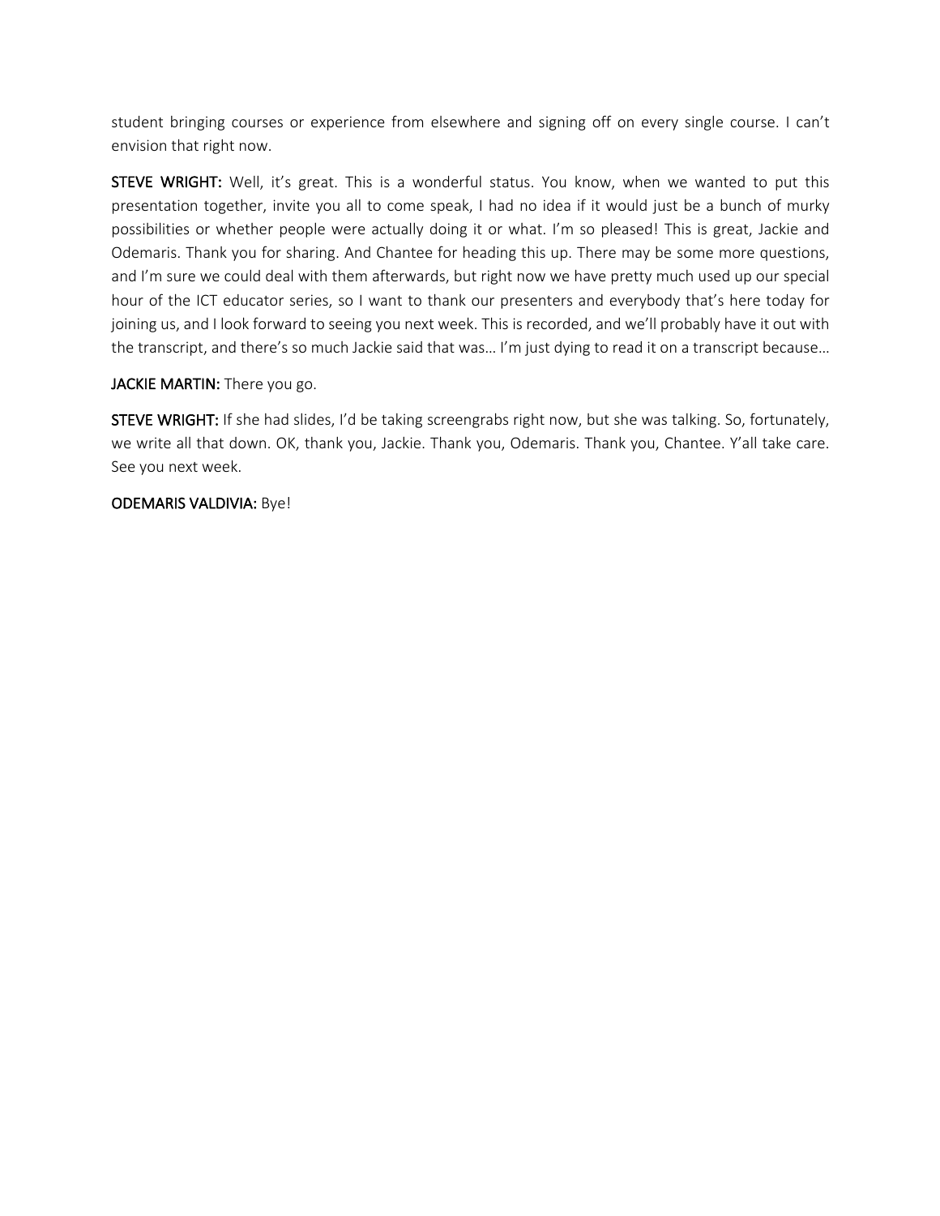student bringing courses or experience from elsewhere and signing off on every single course. I can't envision that right now.

**STEVE WRIGHT:** Well, it's great. This is a wonderful status. You know, when we wanted to put this presentation together, invite you all to come speak, I had no idea if it would just be a bunch of murky possibilities or whether people were actually doing it or what. I'm so pleased! This is great, Jackie and Odemaris. Thank you for sharing. And Chantee for heading this up. There may be some more questions, and I'm sure we could deal with them afterwards, but right now we have pretty much used up our special hour of the ICT educator series, so I want to thank our presenters and everybody that's here today for joining us, and I look forward to seeing you next week. This is recorded, and we'll probably have it out with the transcript, and there's so much Jackie said that was… I'm just dying to read it on a transcript because…

**JACKIE MARTIN:** There you go.

**STEVE WRIGHT:** If she had slides, I'd be taking screengrabs right now, but she was talking. So, fortunately, we write all that down. OK, thank you, Jackie. Thank you, Odemaris. Thank you, Chantee. Y'all take care. See you next week.

**ODEMARIS VALDIVIA:** Bye!